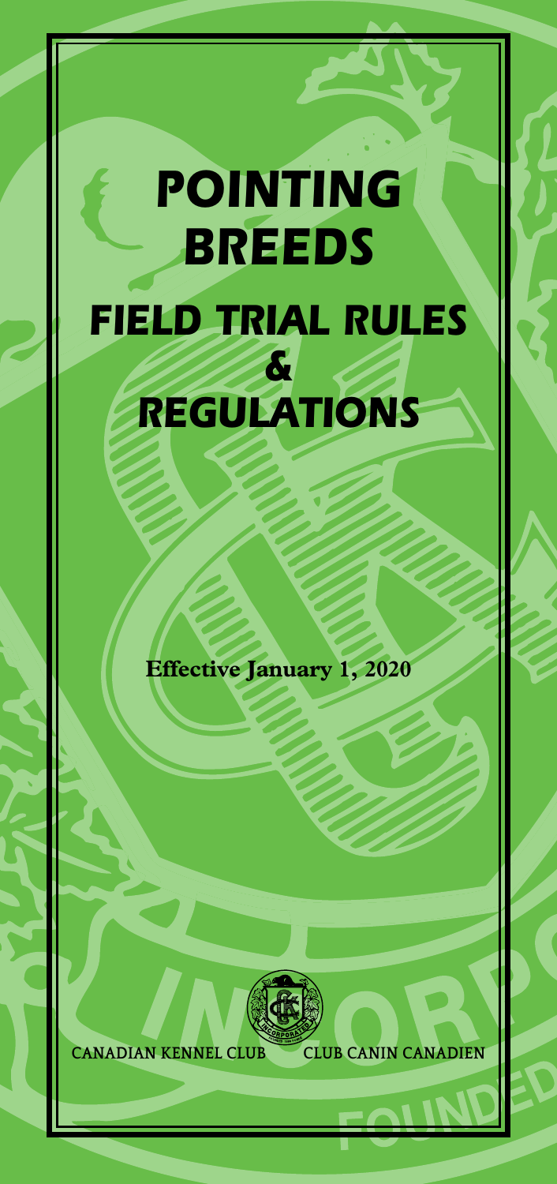# POINTING BREEDS

# FIELD TRIAL RULES & REGULATIONS

**Effective January 1, 2020**

CANADIAN KENNEL CLUB CLUB CANIN CANADIEN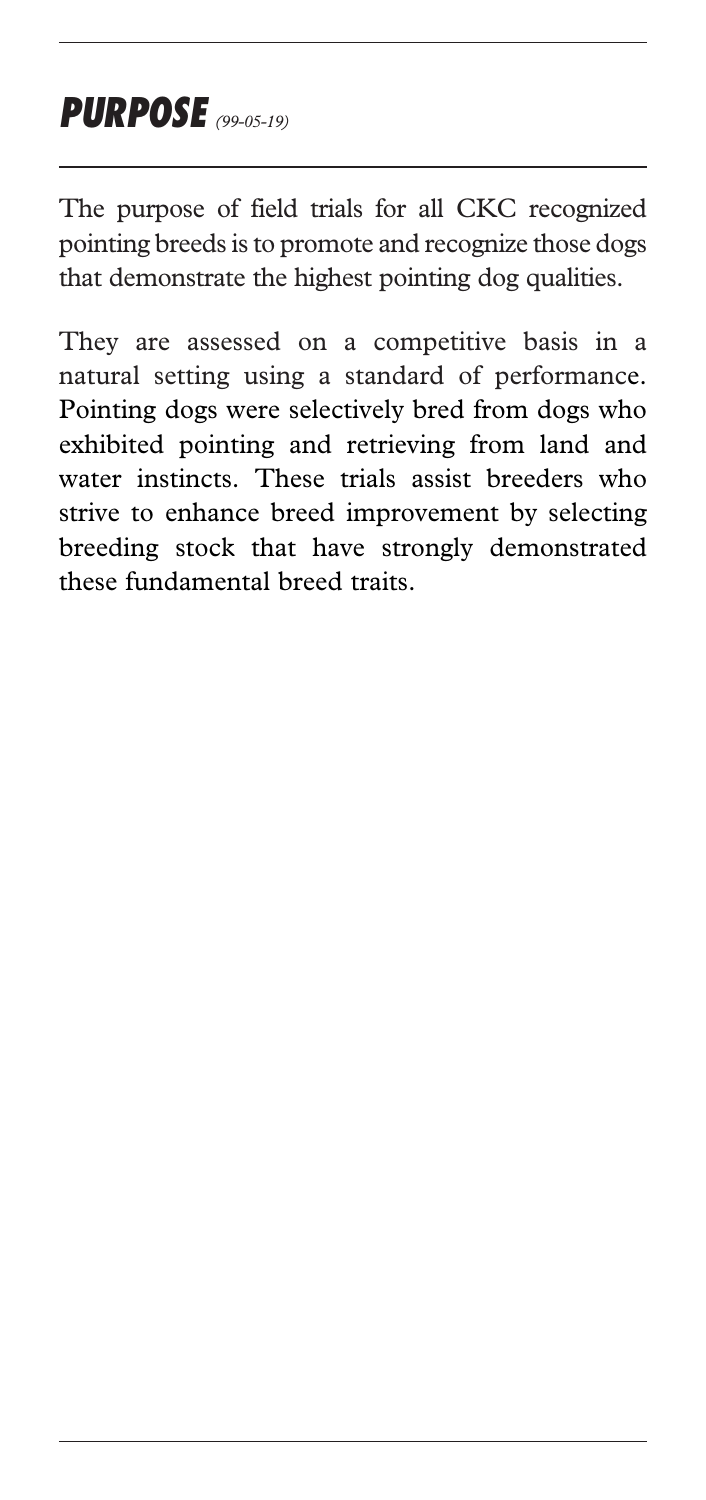## PURPOSE *(99-05-19)*

The purpose of field trials for all CKC recognized pointing breeds is to promote and recognize those dogs that demonstrate the highest pointing dog qualities.

They are assessed on a competitive basis in a natural setting using a standard of performance. Pointing dogs were selectively bred from dogs who exhibited pointing and retrieving from land and water instincts. These trials assist breeders who strive to enhance breed improvement by selecting breeding stock that have strongly demonstrated these fundamental breed traits.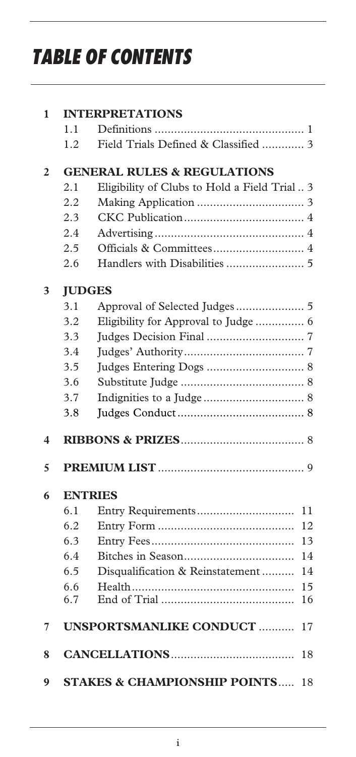# TABLE OF CONTENTS

**1 INTERPRETATIONS**

- 1.1 Definitions .............................................. 1
- 1.2 Field Trials Defined & Classified ............. 3

**2 GENERAL RULES & REGULATIONS**

- 2.1 Eligibility of Clubs to Hold a Field Trial .. 3
- 2.2 Making Application ................................. 3
- 2.3 CKC Publication...................................... 4
- 2.4 Advertising ............................................... 4
- 2.5 Officials & Committees............................ 4
- 2.6 Handlers with Disabilities ........................ 5

**3 JUDGES**

- 3.1 Approval of Selected Judges..................... 5
- 3.2 Eligibility for Approval to Judge .............. 6
- 3.3 Judges Decision Final .............................. 7
- 3.4 Judges' Authority...................................... 7
- 3.5 Judges Entering Dogs .............................. 8
- 3.6 Substitute Judge ...................................... 8
- 3.7 Indignities to a Judge ............................... 8
- 3.8 Judges Conduct........................................ 8

**4 RIBBONS & PRIZES**....................................... 8

**5 PREMIUM LIST** ............................................. 9

**6 ENTRIES**

- 6.1 Entry Requirements.............................. 11
- 6.2 Entry Form .......................................... 12
- 6.3 Entry Fees............................................ 13
- 6.4 Bitches in Season.................................. 14
- 6.5 Disqualification & Reinstatement .......... 14
- 6.6 Health................................................... 15
- 6.7 End of Trial ......................................... 16

**7 UNSPORTSMANLIKE CONDUCT** ........... 17

**8 CANCELLATIONS**...................................... 18

**9 STAKES & CHAMPIONSHIP POINTS**..... 18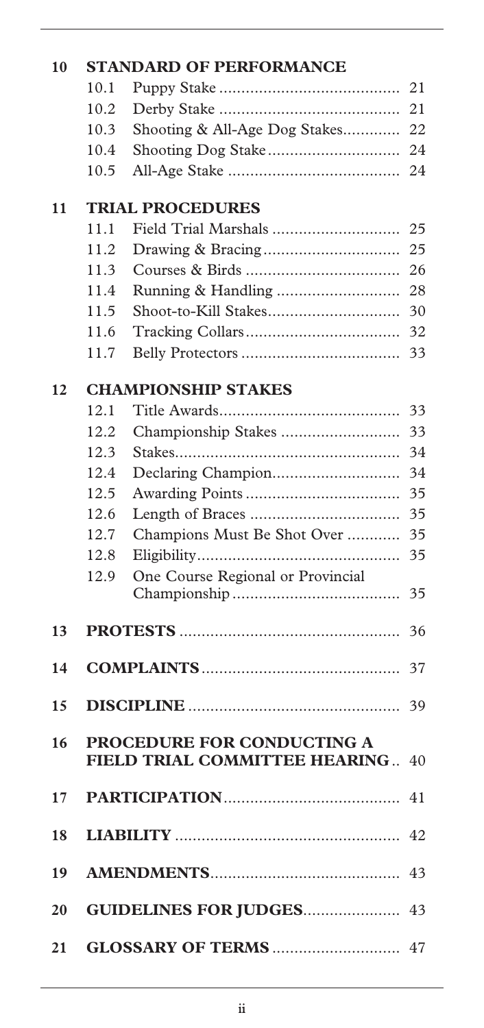**10 STANDARD OF PERFORMANCE**

- 10.1 Puppy Stake ........................................ 21
- 10.2 Derby Stake ........................................ 21
- 10.3 Shooting & All-Age Dog Stakes............ 22
- 10.4 Shooting Dog Stake.............................. 24
- 10.5 All-Age Stake ....................................... 24

**11 TRIAL PROCEDURES**

- 11.1 Field Trial Marshals ............................. 25
- 11.2 Drawing & Bracing............................... 25
- 11.3 Courses & Birds ................................... 26
- 11.4 Running & Handling ............................ 28
- 11.5 Shoot-to-Kill Stakes.............................. 30
- 11.6 Tracking Collars................................... 32
- 11.7 Belly Protectors .................................... 33

**12 CHAMPIONSHIP STAKES**

- 12.1 Title Awards......................................... 33
- 12.2 Championship Stakes ........................... 33
- 12.3 Stakes................................................... 34
- 12.4 Declaring Champion............................. 34
- 12.5 Awarding Points ................................... 35
- 12.6 Length of Braces .................................. 35
- 12.7 Champions Must Be Shot Over ............ 35
- 12.8 Eligibility.............................................. 35
- 12.9 One Course Regional or Provincial Championship ...................................... 35

**13 PROTESTS** .................................................. 36

**14 COMPLAINTS** ............................................. 37

**15 DISCIPLINE** ................................................ 39

**16 PROCEDURE FOR CONDUCTING A FIELD TRIAL COMMITTEE HEARING** .. 40

**17 PARTICIPATION** ........................................ 41

**18 LIABILITY** ................................................... 42

**19 AMENDMENTS** .......................................... 43

**20 GUIDELINES FOR JUDGES** ...................... 43

**21 GLOSSARY OF TERMS** ............................. 47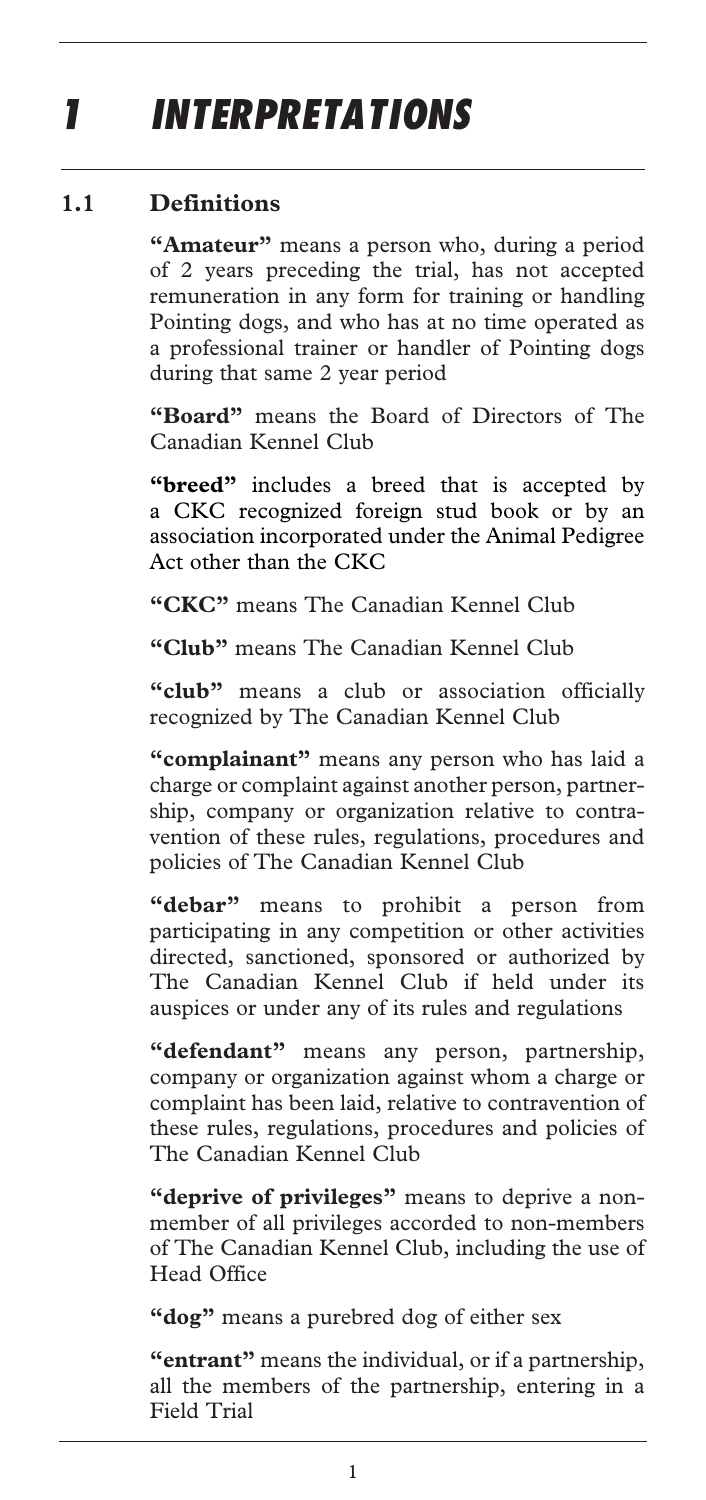# 1 INTERPRETATIONS

## 1.1 Definitions

**"Amateur"** means a person who, during a period of 2 years preceding the trial, has not accepted remuneration in any form for training or handling Pointing dogs, and who has at no time operated as a professional trainer or handler of Pointing dogs during that same 2 year period

**"Board"** means the Board of Directors of The Canadian Kennel Club

**"breed"** includes a breed that is accepted by a CKC recognized foreign stud book or by an association incorporated under the Animal Pedigree Act other than the CKC

**"CKC"** means The Canadian Kennel Club

**"Club"** means The Canadian Kennel Club

**"club"** means a club or association officially recognized by The Canadian Kennel Club

**"complainant"** means any person who has laid a charge or complaint against another person, partnership, company or organization relative to contravention of these rules, regulations, procedures and policies of The Canadian Kennel Club

**"debar"** means to prohibit a person from participating in any competition or other activities directed, sanctioned, sponsored or authorized by The Canadian Kennel Club if held under its auspices or under any of its rules and regulations

**"defendant"** means any person, partnership, company or organization against whom a charge or complaint has been laid, relative to contravention of these rules, regulations, procedures and policies of The Canadian Kennel Club

**"deprive of privileges"** means to deprive a non-member of all privileges accorded to non-members of The Canadian Kennel Club, including the use of Head Office

**"dog"** means a purebred dog of either sex

**"entrant"** means the individual, or if a partnership, all the members of the partnership, entering in a Field Trial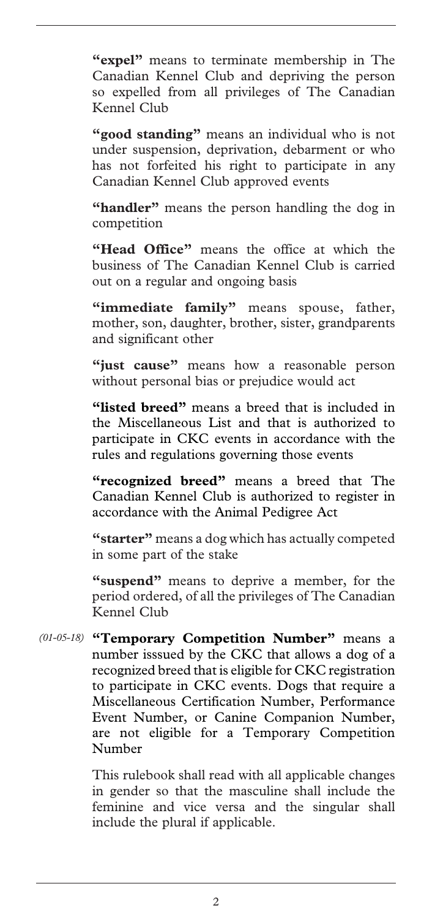**"expel"** means to terminate membership in The Canadian Kennel Club and depriving the person so expelled from all privileges of The Canadian Kennel Club

**"good standing"** means an individual who is not under suspension, deprivation, debarment or who has not forfeited his right to participate in any Canadian Kennel Club approved events

**"handler"** means the person handling the dog in competition

**"Head Office"** means the office at which the business of The Canadian Kennel Club is carried out on a regular and ongoing basis

**"immediate family"** means spouse, father, mother, son, daughter, brother, sister, grandparents and significant other

**"just cause"** means how a reasonable person without personal bias or prejudice would act

**"listed breed"** means a breed that is included in the Miscellaneous List and that is authorized to participate in CKC events in accordance with the rules and regulations governing those events

**"recognized breed"** means a breed that The Canadian Kennel Club is authorized to register in accordance with the Animal Pedigree Act

**"starter"** means a dog which has actually competed in some part of the stake

**"suspend"** means to deprive a member, for the period ordered, of all the privileges of The Canadian Kennel Club

*(01-05-18)* **"Temporary Competition Number"** means a number isssued by the CKC that allows a dog of a recognized breed that is eligible for CKC registration to participate in CKC events. Dogs that require a Miscellaneous Certification Number, Performance Event Number, or Canine Companion Number, are not eligible for a Temporary Competition Number

This rulebook shall read with all applicable changes in gender so that the masculine shall include the feminine and vice versa and the singular shall include the plural if applicable.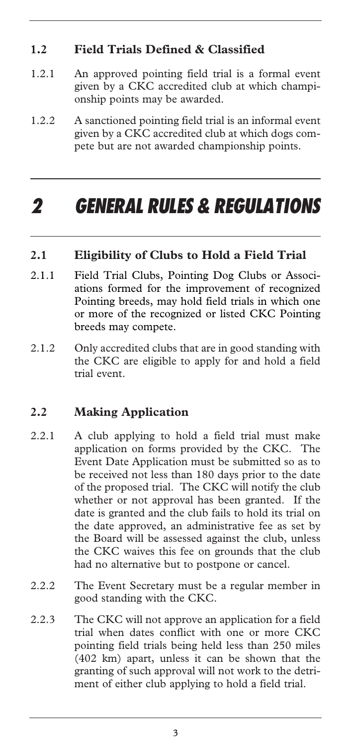### 1.2 Field Trials Defined & Classified

1.2.1 An approved pointing field trial is a formal event given by a CKC accredited club at which championship points may be awarded.

1.2.2 A sanctioned pointing field trial is an informal event given by a CKC accredited club at which dogs compete but are not awarded championship points.

# *2 GENERAL RULES & REGULATIONS*

### 2.1 Eligibility of Clubs to Hold a Field Trial

2.1.1 Field Trial Clubs, Pointing Dog Clubs or Associations formed for the improvement of recognized Pointing breeds, may hold field trials in which one or more of the recognized or listed CKC Pointing breeds may compete.

2.1.2 Only accredited clubs that are in good standing with the CKC are eligible to apply for and hold a field trial event.

### 2.2 Making Application

2.2.1 A club applying to hold a field trial must make application on forms provided by the CKC. The Event Date Application must be submitted so as to be received not less than 180 days prior to the date of the proposed trial. The CKC will notify the club whether or not approval has been granted. If the date is granted and the club fails to hold its trial on the date approved, an administrative fee as set by the Board will be assessed against the club, unless the CKC waives this fee on grounds that the club had no alternative but to postpone or cancel.

2.2.2 The Event Secretary must be a regular member in good standing with the CKC.

2.2.3 The CKC will not approve an application for a field trial when dates conflict with one or more CKC pointing field trials being held less than 250 miles (402 km) apart, unless it can be shown that the granting of such approval will not work to the detriment of either club applying to hold a field trial.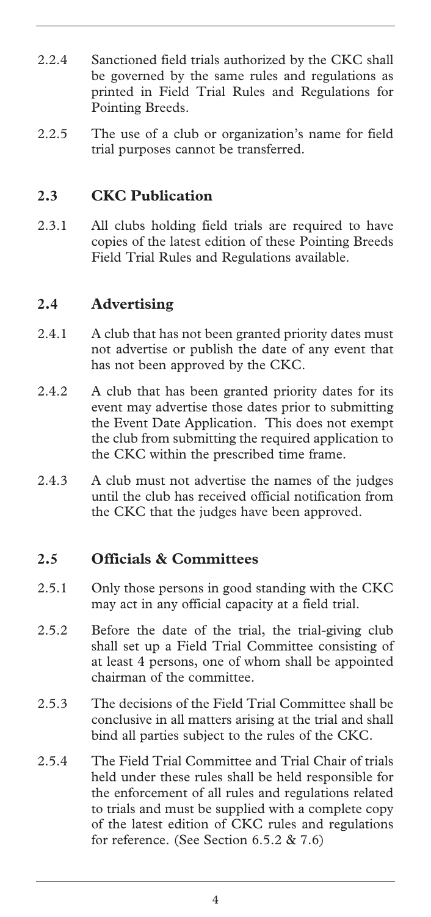2.2.4 Sanctioned field trials authorized by the CKC shall be governed by the same rules and regulations as printed in Field Trial Rules and Regulations for Pointing Breeds.

2.2.5 The use of a club or organization's name for field trial purposes cannot be transferred.

## 2.3 CKC Publication

2.3.1 All clubs holding field trials are required to have copies of the latest edition of these Pointing Breeds Field Trial Rules and Regulations available.

## 2.4 Advertising

2.4.1 A club that has not been granted priority dates must not advertise or publish the date of any event that has not been approved by the CKC.

2.4.2 A club that has been granted priority dates for its event may advertise those dates prior to submitting the Event Date Application. This does not exempt the club from submitting the required application to the CKC within the prescribed time frame.

2.4.3 A club must not advertise the names of the judges until the club has received official notification from the CKC that the judges have been approved.

## 2.5 Officials & Committees

2.5.1 Only those persons in good standing with the CKC may act in any official capacity at a field trial.

2.5.2 Before the date of the trial, the trial-giving club shall set up a Field Trial Committee consisting of at least 4 persons, one of whom shall be appointed chairman of the committee.

2.5.3 The decisions of the Field Trial Committee shall be conclusive in all matters arising at the trial and shall bind all parties subject to the rules of the CKC.

2.5.4 The Field Trial Committee and Trial Chair of trials held under these rules shall be held responsible for the enforcement of all rules and regulations related to trials and must be supplied with a complete copy of the latest edition of CKC rules and regulations for reference. (See Section 6.5.2 & 7.6)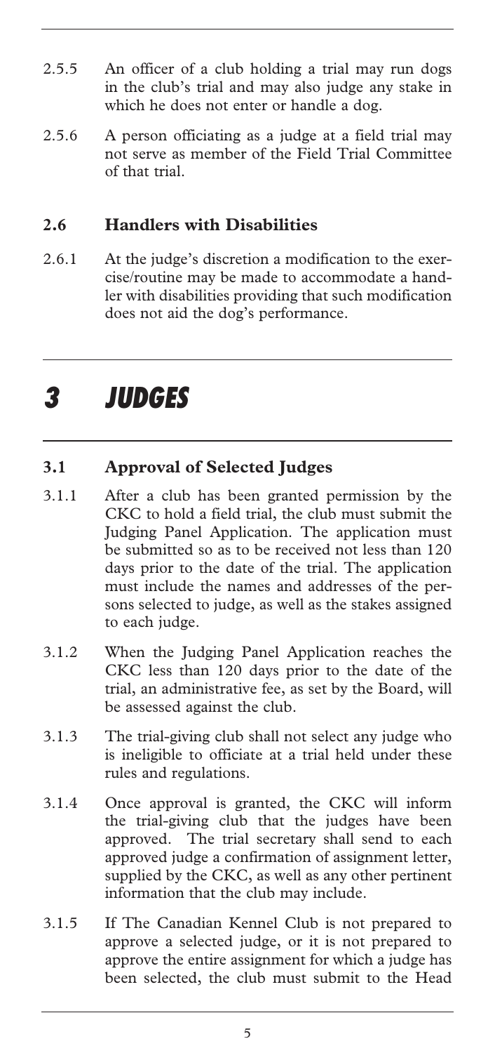2.5.5 An officer of a club holding a trial may run dogs in the club's trial and may also judge any stake in which he does not enter or handle a dog.

2.5.6 A person officiating as a judge at a field trial may not serve as member of the Field Trial Committee of that trial.

### 2.6 Handlers with Disabilities

2.6.1 At the judge's discretion a modification to the exercise/routine may be made to accommodate a handler with disabilities providing that such modification does not aid the dog's performance.

# *3 JUDGES*

### 3.1 Approval of Selected Judges

3.1.1 After a club has been granted permission by the CKC to hold a field trial, the club must submit the Judging Panel Application. The application must be submitted so as to be received not less than 120 days prior to the date of the trial. The application must include the names and addresses of the persons selected to judge, as well as the stakes assigned to each judge.

3.1.2 When the Judging Panel Application reaches the CKC less than 120 days prior to the date of the trial, an administrative fee, as set by the Board, will be assessed against the club.

3.1.3 The trial-giving club shall not select any judge who is ineligible to officiate at a trial held under these rules and regulations.

3.1.4 Once approval is granted, the CKC will inform the trial-giving club that the judges have been approved. The trial secretary shall send to each approved judge a confirmation of assignment letter, supplied by the CKC, as well as any other pertinent information that the club may include.

3.1.5 If The Canadian Kennel Club is not prepared to approve a selected judge, or it is not prepared to approve the entire assignment for which a judge has been selected, the club must submit to the Head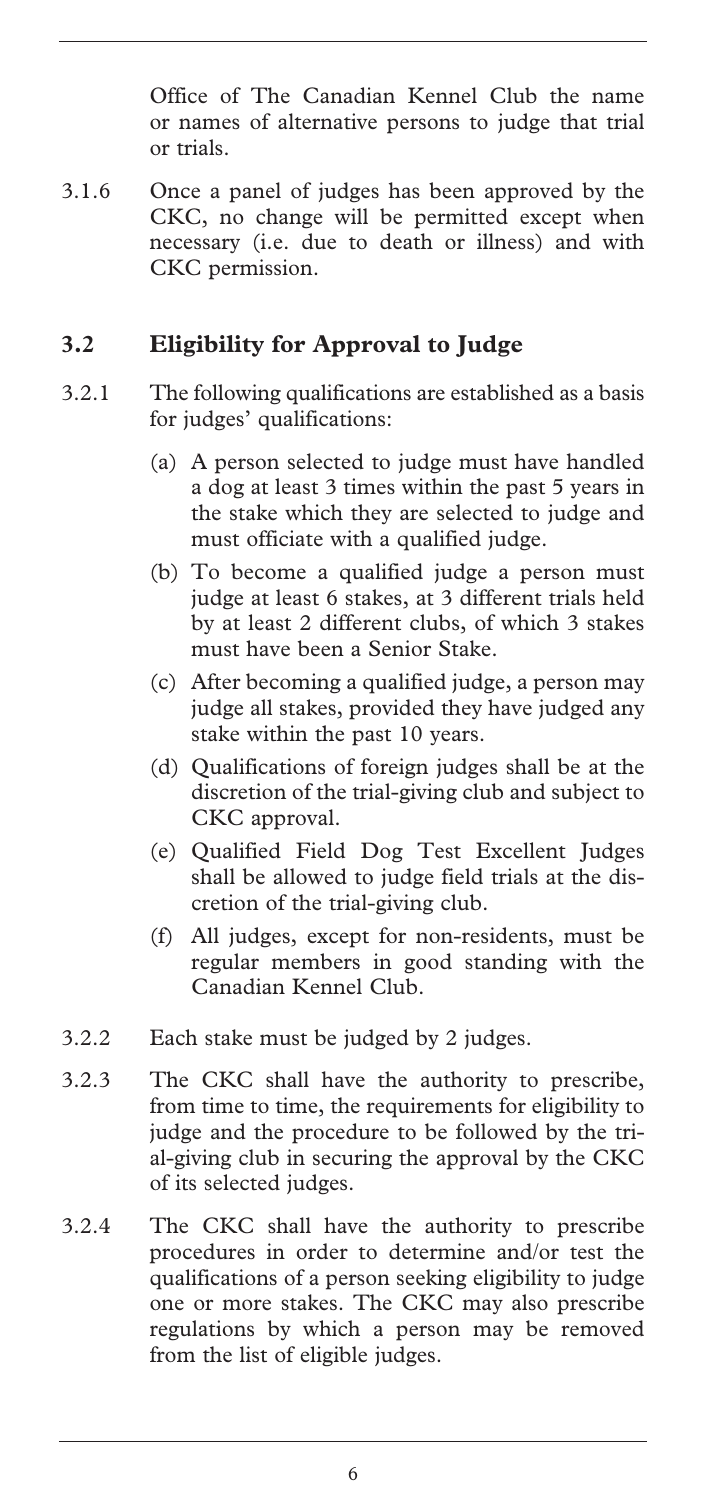Office of The Canadian Kennel Club the name or names of alternative persons to judge that trial or trials.

3.1.6 Once a panel of judges has been approved by the CKC, no change will be permitted except when necessary (i.e. due to death or illness) and with CKC permission.

## 3.2 Eligibility for Approval to Judge

3.2.1 The following qualifications are established as a basis for judges' qualifications:

(a) A person selected to judge must have handled a dog at least 3 times within the past 5 years in the stake which they are selected to judge and must officiate with a qualified judge.

(b) To become a qualified judge a person must judge at least 6 stakes, at 3 different trials held by at least 2 different clubs, of which 3 stakes must have been a Senior Stake.

(c) After becoming a qualified judge, a person may judge all stakes, provided they have judged any stake within the past 10 years.

(d) Qualifications of foreign judges shall be at the discretion of the trial-giving club and subject to CKC approval.

(e) Qualified Field Dog Test Excellent Judges shall be allowed to judge field trials at the discretion of the trial-giving club.

(f) All judges, except for non-residents, must be regular members in good standing with the Canadian Kennel Club.

3.2.2 Each stake must be judged by 2 judges.

3.2.3 The CKC shall have the authority to prescribe, from time to time, the requirements for eligibility to judge and the procedure to be followed by the trial-giving club in securing the approval by the CKC of its selected judges.

3.2.4 The CKC shall have the authority to prescribe procedures in order to determine and/or test the qualifications of a person seeking eligibility to judge one or more stakes. The CKC may also prescribe regulations by which a person may be removed from the list of eligible judges.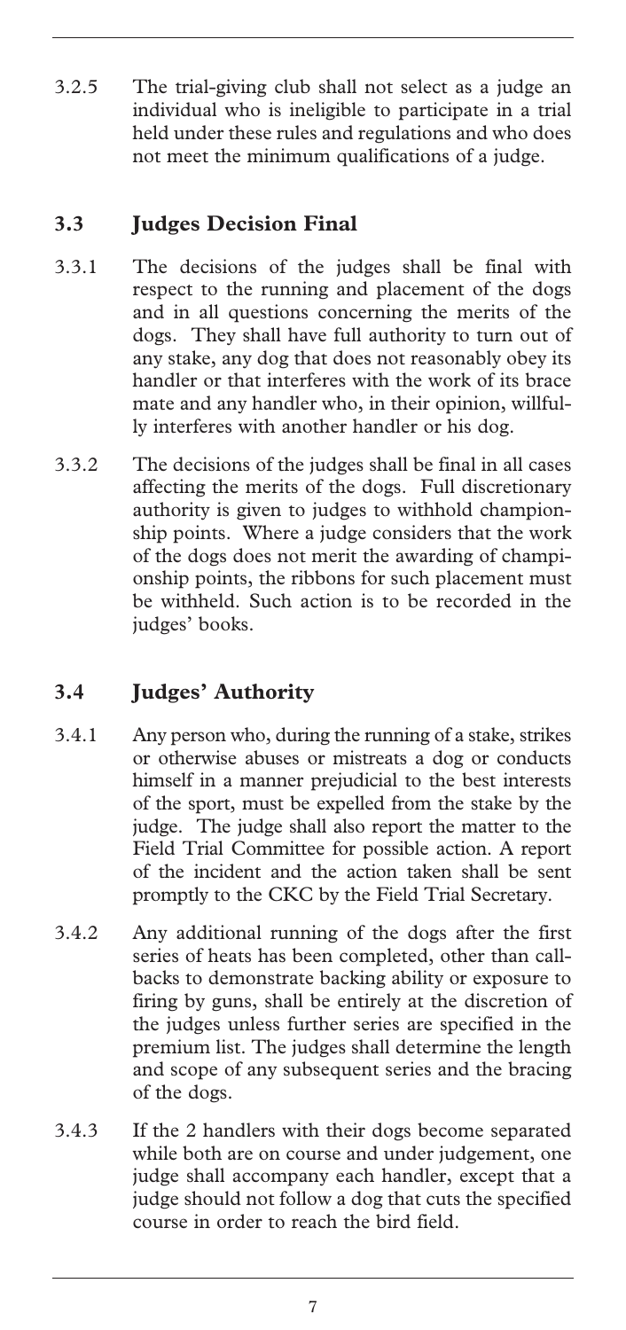3.2.5 The trial-giving club shall not select as a judge an individual who is ineligible to participate in a trial held under these rules and regulations and who does not meet the minimum qualifications of a judge.

## 3.3 Judges Decision Final

3.3.1 The decisions of the judges shall be final with respect to the running and placement of the dogs and in all questions concerning the merits of the dogs. They shall have full authority to turn out of any stake, any dog that does not reasonably obey its handler or that interferes with the work of its brace mate and any handler who, in their opinion, willfully interferes with another handler or his dog.

3.3.2 The decisions of the judges shall be final in all cases affecting the merits of the dogs. Full discretionary authority is given to judges to withhold championship points. Where a judge considers that the work of the dogs does not merit the awarding of championship points, the ribbons for such placement must be withheld. Such action is to be recorded in the judges' books.

## 3.4 Judges' Authority

3.4.1 Any person who, during the running of a stake, strikes or otherwise abuses or mistreats a dog or conducts himself in a manner prejudicial to the best interests of the sport, must be expelled from the stake by the judge. The judge shall also report the matter to the Field Trial Committee for possible action. A report of the incident and the action taken shall be sent promptly to the CKC by the Field Trial Secretary.

3.4.2 Any additional running of the dogs after the first series of heats has been completed, other than callbacks to demonstrate backing ability or exposure to firing by guns, shall be entirely at the discretion of the judges unless further series are specified in the premium list. The judges shall determine the length and scope of any subsequent series and the bracing of the dogs.

3.4.3 If the 2 handlers with their dogs become separated while both are on course and under judgement, one judge shall accompany each handler, except that a judge should not follow a dog that cuts the specified course in order to reach the bird field.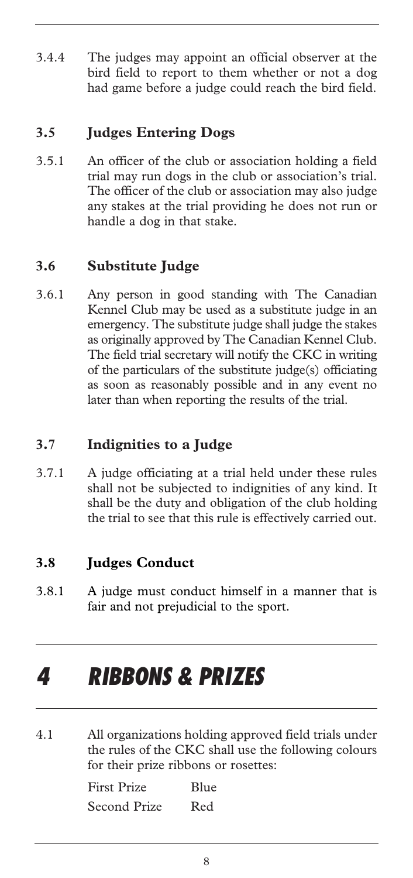3.4.4 The judges may appoint an official observer at the bird field to report to them whether or not a dog had game before a judge could reach the bird field.

### 3.5 Judges Entering Dogs

3.5.1 An officer of the club or association holding a field trial may run dogs in the club or association's trial. The officer of the club or association may also judge any stakes at the trial providing he does not run or handle a dog in that stake.

### 3.6 Substitute Judge

3.6.1 Any person in good standing with The Canadian Kennel Club may be used as a substitute judge in an emergency. The substitute judge shall judge the stakes as originally approved by The Canadian Kennel Club. The field trial secretary will notify the CKC in writing of the particulars of the substitute judge(s) officiating as soon as reasonably possible and in any event no later than when reporting the results of the trial.

### 3.7 Indignities to a Judge

3.7.1 A judge officiating at a trial held under these rules shall not be subjected to indignities of any kind. It shall be the duty and obligation of the club holding the trial to see that this rule is effectively carried out.

### 3.8 Judges Conduct

3.8.1 A judge must conduct himself in a manner that is fair and not prejudicial to the sport.

## 4 RIBBONS & PRIZES

4.1 All organizations holding approved field trials under the rules of the CKC shall use the following colours for their prize ribbons or rosettes:

| | |
|---|---|
| First Prize | Blue |
| Second Prize | Red |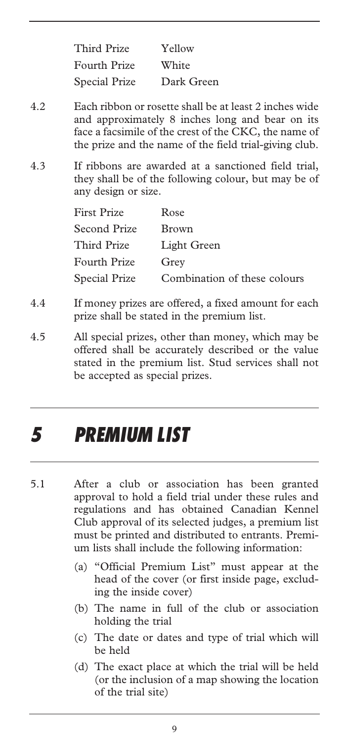| | |
|---|---|
| Third Prize | Yellow |
| Fourth Prize | White |
| Special Prize | Dark Green |

4.2 Each ribbon or rosette shall be at least 2 inches wide and approximately 8 inches long and bear on its face a facsimile of the crest of the CKC, the name of the prize and the name of the field trial-giving club.

4.3 If ribbons are awarded at a sanctioned field trial, they shall be of the following colour, but may be of any design or size.

| | |
|---|---|
| First Prize | Rose |
| Second Prize | Brown |
| Third Prize | Light Green |
| Fourth Prize | Grey |
| Special Prize | Combination of these colours |

4.4 If money prizes are offered, a fixed amount for each prize shall be stated in the premium list.

4.5 All special prizes, other than money, which may be offered shall be accurately described or the value stated in the premium list. Stud services shall not be accepted as special prizes.

# *5 PREMIUM LIST*

5.1 After a club or association has been granted approval to hold a field trial under these rules and regulations and has obtained Canadian Kennel Club approval of its selected judges, a premium list must be printed and distributed to entrants. Premium lists shall include the following information:

(a) "Official Premium List" must appear at the head of the cover (or first inside page, excluding the inside cover)

(b) The name in full of the club or association holding the trial

(c) The date or dates and type of trial which will be held

(d) The exact place at which the trial will be held (or the inclusion of a map showing the location of the trial site)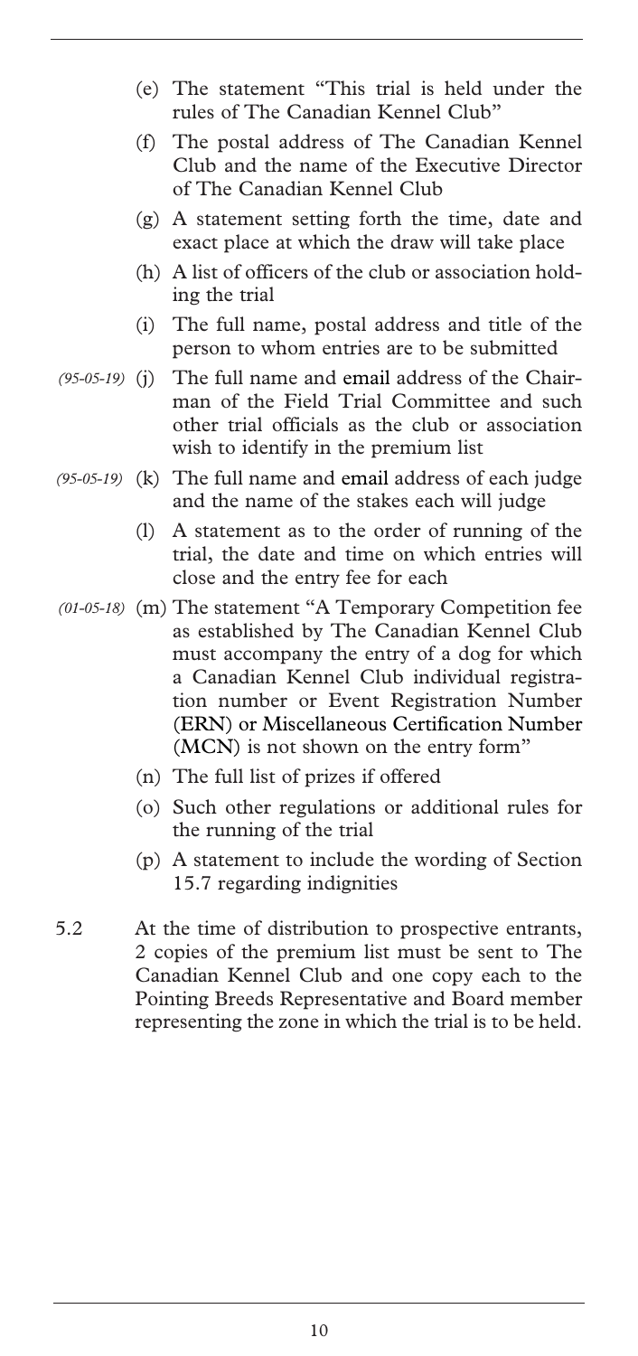(e) The statement "This trial is held under the rules of The Canadian Kennel Club"

(f) The postal address of The Canadian Kennel Club and the name of the Executive Director of The Canadian Kennel Club

(g) A statement setting forth the time, date and exact place at which the draw will take place

(h) A list of officers of the club or association holding the trial

(i) The full name, postal address and title of the person to whom entries are to be submitted

*(95-05-19)* (j) The full name and email address of the Chairman of the Field Trial Committee and such other trial officials as the club or association wish to identify in the premium list

*(95-05-19)* (k) The full name and email address of each judge and the name of the stakes each will judge

(l) A statement as to the order of running of the trial, the date and time on which entries will close and the entry fee for each

*(01-05-18)* (m) The statement "A Temporary Competition fee as established by The Canadian Kennel Club must accompany the entry of a dog for which a Canadian Kennel Club individual registration number or Event Registration Number (ERN) or Miscellaneous Certification Number (MCN) is not shown on the entry form"

(n) The full list of prizes if offered

(o) Such other regulations or additional rules for the running of the trial

(p) A statement to include the wording of Section 15.7 regarding indignities

5.2 At the time of distribution to prospective entrants, 2 copies of the premium list must be sent to The Canadian Kennel Club and one copy each to the Pointing Breeds Representative and Board member representing the zone in which the trial is to be held.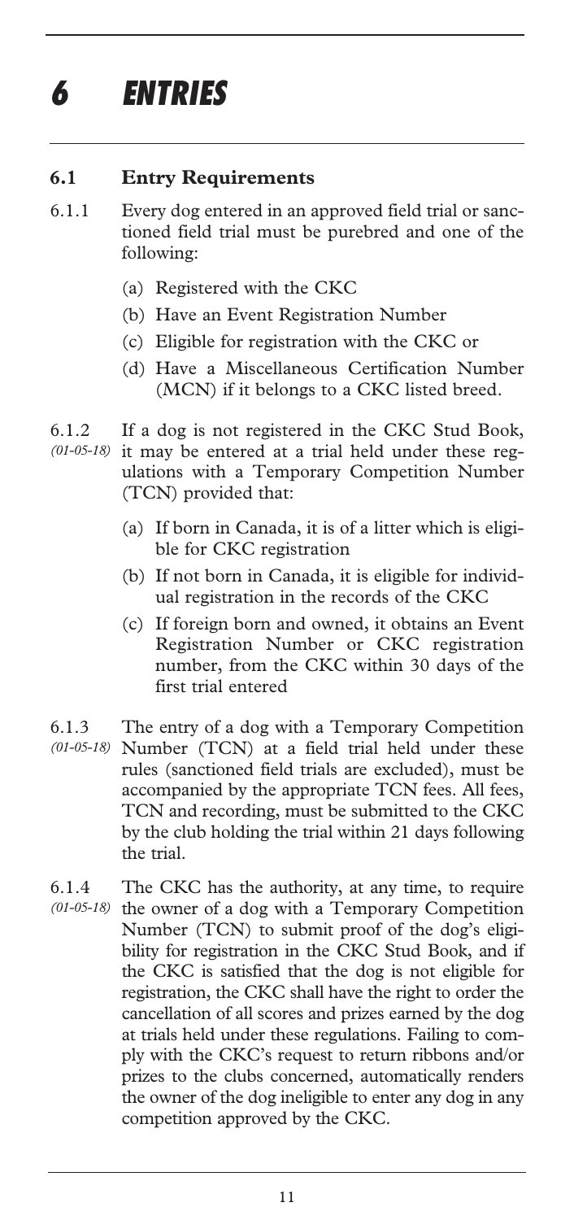# 6 ENTRIES

## 6.1 Entry Requirements

6.1.1 Every dog entered in an approved field trial or sanctioned field trial must be purebred and one of the following:

(a) Registered with the CKC

(b) Have an Event Registration Number

(c) Eligible for registration with the CKC or

(d) Have a Miscellaneous Certification Number (MCN) if it belongs to a CKC listed breed.

6.1.2 *(01-05-18)* If a dog is not registered in the CKC Stud Book, it may be entered at a trial held under these regulations with a Temporary Competition Number (TCN) provided that:

(a) If born in Canada, it is of a litter which is eligible for CKC registration

(b) If not born in Canada, it is eligible for individual registration in the records of the CKC

(c) If foreign born and owned, it obtains an Event Registration Number or CKC registration number, from the CKC within 30 days of the first trial entered

6.1.3 *(01-05-18)* The entry of a dog with a Temporary Competition Number (TCN) at a field trial held under these rules (sanctioned field trials are excluded), must be accompanied by the appropriate TCN fees. All fees, TCN and recording, must be submitted to the CKC by the club holding the trial within 21 days following the trial.

6.1.4 *(01-05-18)* The CKC has the authority, at any time, to require the owner of a dog with a Temporary Competition Number (TCN) to submit proof of the dog's eligibility for registration in the CKC Stud Book, and if the CKC is satisfied that the dog is not eligible for registration, the CKC shall have the right to order the cancellation of all scores and prizes earned by the dog at trials held under these regulations. Failing to comply with the CKC's request to return ribbons and/or prizes to the clubs concerned, automatically renders the owner of the dog ineligible to enter any dog in any competition approved by the CKC.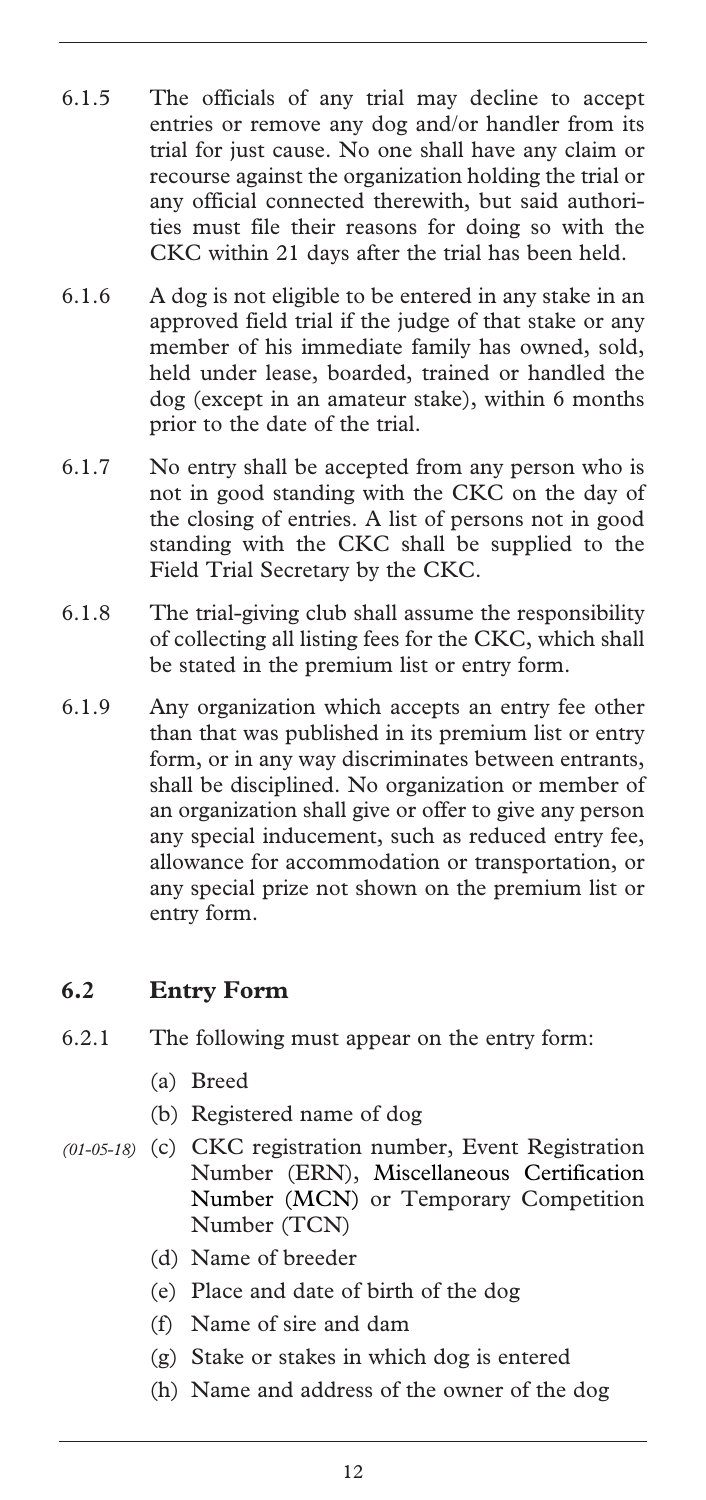6.1.5 The officials of any trial may decline to accept entries or remove any dog and/or handler from its trial for just cause. No one shall have any claim or recourse against the organization holding the trial or any official connected therewith, but said authorities must file their reasons for doing so with the CKC within 21 days after the trial has been held.

6.1.6 A dog is not eligible to be entered in any stake in an approved field trial if the judge of that stake or any member of his immediate family has owned, sold, held under lease, boarded, trained or handled the dog (except in an amateur stake), within 6 months prior to the date of the trial.

6.1.7 No entry shall be accepted from any person who is not in good standing with the CKC on the day of the closing of entries. A list of persons not in good standing with the CKC shall be supplied to the Field Trial Secretary by the CKC.

6.1.8 The trial-giving club shall assume the responsibility of collecting all listing fees for the CKC, which shall be stated in the premium list or entry form.

6.1.9 Any organization which accepts an entry fee other than that was published in its premium list or entry form, or in any way discriminates between entrants, shall be disciplined. No organization or member of an organization shall give or offer to give any person any special inducement, such as reduced entry fee, allowance for accommodation or transportation, or any special prize not shown on the premium list or entry form.

## 6.2 Entry Form

6.2.1 The following must appear on the entry form:

(a) Breed

(b) Registered name of dog

*(01-05-18)* (c) CKC registration number, Event Registration Number (ERN), Miscellaneous Certification Number (MCN) or Temporary Competition Number (TCN)

(d) Name of breeder

(e) Place and date of birth of the dog

(f) Name of sire and dam

(g) Stake or stakes in which dog is entered

(h) Name and address of the owner of the dog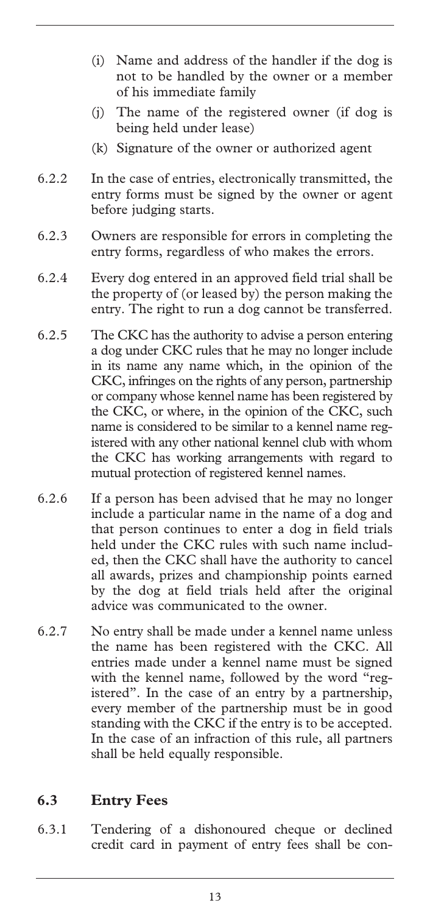- (i) Name and address of the handler if the dog is not to be handled by the owner or a member of his immediate family
- (j) The name of the registered owner (if dog is being held under lease)
- (k) Signature of the owner or authorized agent

6.2.2 In the case of entries, electronically transmitted, the entry forms must be signed by the owner or agent before judging starts.

6.2.3 Owners are responsible for errors in completing the entry forms, regardless of who makes the errors.

6.2.4 Every dog entered in an approved field trial shall be the property of (or leased by) the person making the entry. The right to run a dog cannot be transferred.

6.2.5 The CKC has the authority to advise a person entering a dog under CKC rules that he may no longer include in its name any name which, in the opinion of the CKC, infringes on the rights of any person, partnership or company whose kennel name has been registered by the CKC, or where, in the opinion of the CKC, such name is considered to be similar to a kennel name registered with any other national kennel club with whom the CKC has working arrangements with regard to mutual protection of registered kennel names.

6.2.6 If a person has been advised that he may no longer include a particular name in the name of a dog and that person continues to enter a dog in field trials held under the CKC rules with such name included, then the CKC shall have the authority to cancel all awards, prizes and championship points earned by the dog at field trials held after the original advice was communicated to the owner.

6.2.7 No entry shall be made under a kennel name unless the name has been registered with the CKC. All entries made under a kennel name must be signed with the kennel name, followed by the word "registered". In the case of an entry by a partnership, every member of the partnership must be in good standing with the CKC if the entry is to be accepted. In the case of an infraction of this rule, all partners shall be held equally responsible.

## 6.3 Entry Fees

6.3.1 Tendering of a dishonoured cheque or declined credit card in payment of entry fees shall be con-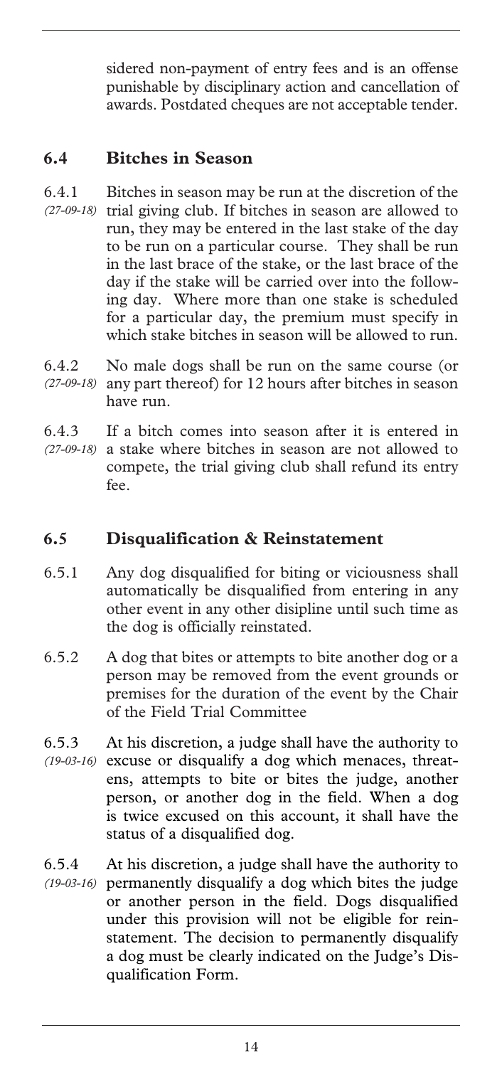sidered non-payment of entry fees and is an offense punishable by disciplinary action and cancellation of awards. Postdated cheques are not acceptable tender.

## 6.4 Bitches in Season

6.4.1 *(27-09-18)* Bitches in season may be run at the discretion of the trial giving club. If bitches in season are allowed to run, they may be entered in the last stake of the day to be run on a particular course. They shall be run in the last brace of the stake, or the last brace of the day if the stake will be carried over into the following day. Where more than one stake is scheduled for a particular day, the premium must specify in which stake bitches in season will be allowed to run.

6.4.2 *(27-09-18)* No male dogs shall be run on the same course (or any part thereof) for 12 hours after bitches in season have run.

6.4.3 *(27-09-18)* If a bitch comes into season after it is entered in a stake where bitches in season are not allowed to compete, the trial giving club shall refund its entry fee.

## 6.5 Disqualification & Reinstatement

6.5.1 Any dog disqualified for biting or viciousness shall automatically be disqualified from entering in any other event in any other disipline until such time as the dog is officially reinstated.

6.5.2 A dog that bites or attempts to bite another dog or a person may be removed from the event grounds or premises for the duration of the event by the Chair of the Field Trial Committee

6.5.3 *(19-03-16)* At his discretion, a judge shall have the authority to excuse or disqualify a dog which menaces, threatens, attempts to bite or bites the judge, another person, or another dog in the field. When a dog is twice excused on this account, it shall have the status of a disqualified dog.

6.5.4 *(19-03-16)* At his discretion, a judge shall have the authority to permanently disqualify a dog which bites the judge or another person in the field. Dogs disqualified under this provision will not be eligible for reinstatement. The decision to permanently disqualify a dog must be clearly indicated on the Judge's Disqualification Form.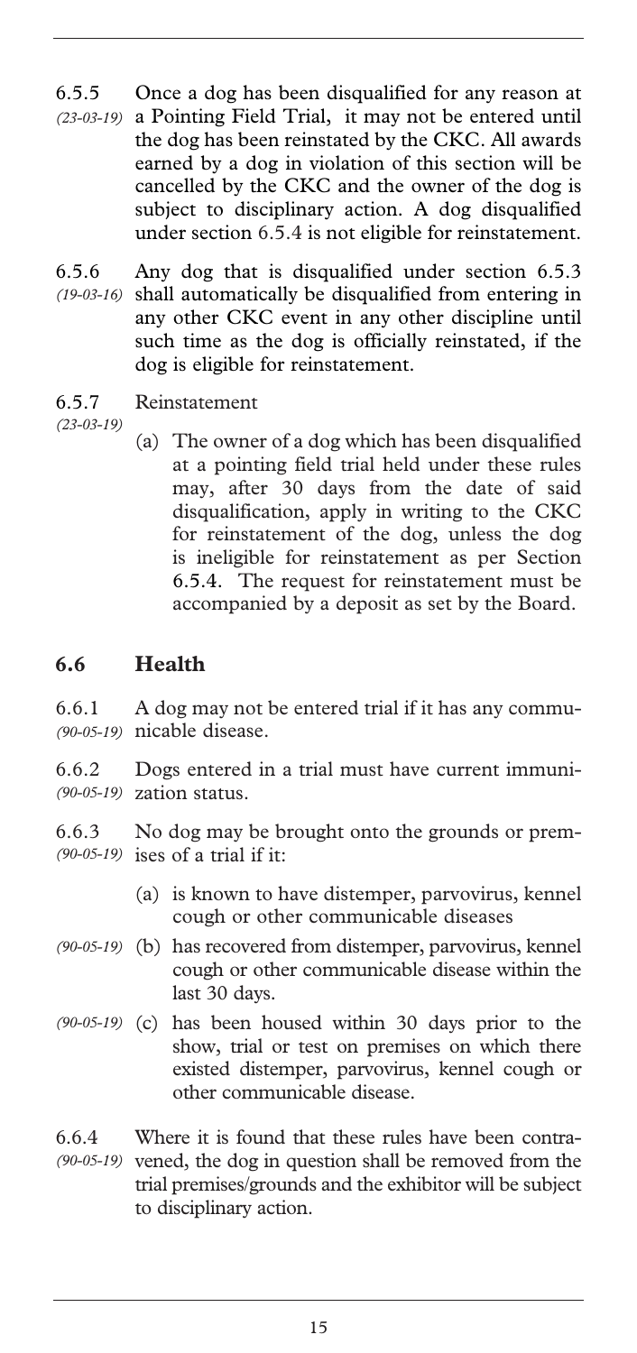6.5.5 *(23-03-19)* Once a dog has been disqualified for any reason at a Pointing Field Trial, it may not be entered until the dog has been reinstated by the CKC. All awards earned by a dog in violation of this section will be cancelled by the CKC and the owner of the dog is subject to disciplinary action. A dog disqualified under section 6.5.4 is not eligible for reinstatement.

6.5.6 *(19-03-16)* Any dog that is disqualified under section 6.5.3 shall automatically be disqualified from entering in any other CKC event in any other discipline until such time as the dog is officially reinstated, if the dog is eligible for reinstatement.

6.5.7 *(23-03-19)* Reinstatement

(a) The owner of a dog which has been disqualified at a pointing field trial held under these rules may, after 30 days from the date of said disqualification, apply in writing to the CKC for reinstatement of the dog, unless the dog is ineligible for reinstatement as per Section 6.5.4. The request for reinstatement must be accompanied by a deposit as set by the Board.

## 6.6 Health

6.6.1 *(90-05-19)* A dog may not be entered trial if it has any communicable disease.

6.6.2 *(90-05-19)* Dogs entered in a trial must have current immunization status.

6.6.3 *(90-05-19)* No dog may be brought onto the grounds or premises of a trial if it:

(a) is known to have distemper, parvovirus, kennel cough or other communicable diseases

*(90-05-19)* (b) has recovered from distemper, parvovirus, kennel cough or other communicable disease within the last 30 days.

*(90-05-19)* (c) has been housed within 30 days prior to the show, trial or test on premises on which there existed distemper, parvovirus, kennel cough or other communicable disease.

6.6.4 *(90-05-19)* Where it is found that these rules have been contravened, the dog in question shall be removed from the trial premises/grounds and the exhibitor will be subject to disciplinary action.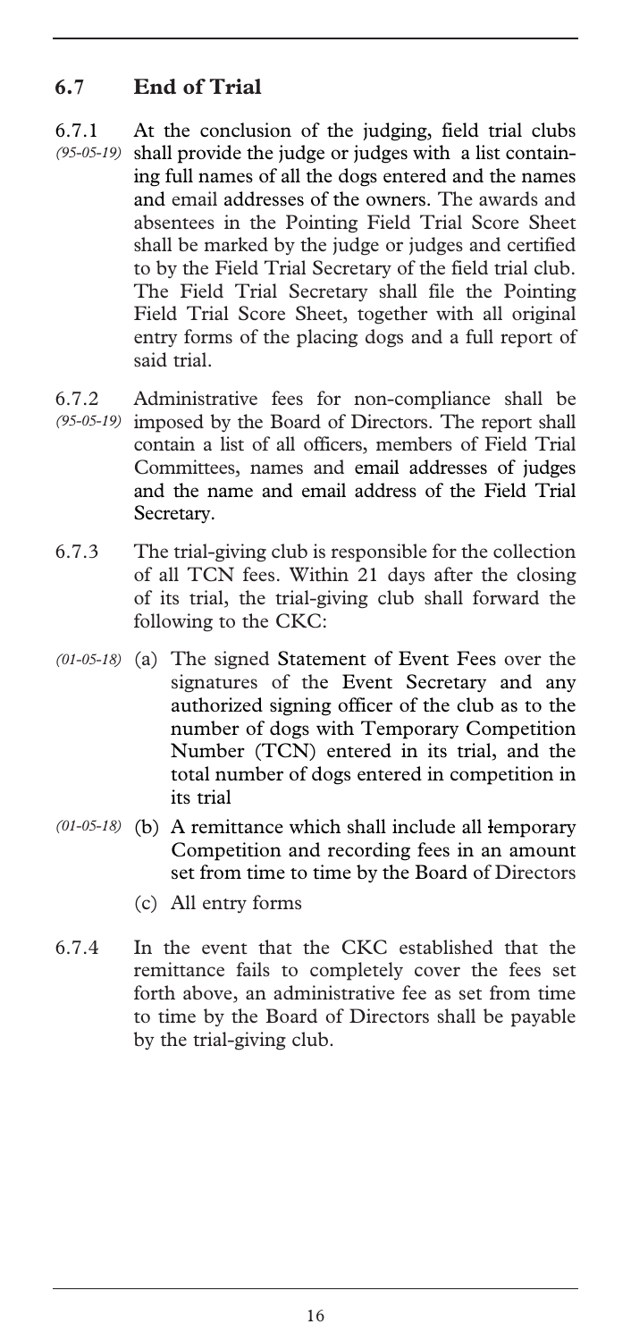## 6.7 End of Trial

6.7.1 *(95-05-19)* At the conclusion of the judging, field trial clubs shall provide the judge or judges with a list containing full names of all the dogs entered and the names and email addresses of the owners. The awards and absentees in the Pointing Field Trial Score Sheet shall be marked by the judge or judges and certified to by the Field Trial Secretary of the field trial club. The Field Trial Secretary shall file the Pointing Field Trial Score Sheet, together with all original entry forms of the placing dogs and a full report of said trial.

6.7.2 *(95-05-19)* Administrative fees for non-compliance shall be imposed by the Board of Directors. The report shall contain a list of all officers, members of Field Trial Committees, names and email addresses of judges and the name and email address of the Field Trial Secretary.

6.7.3 The trial-giving club is responsible for the collection of all TCN fees. Within 21 days after the closing of its trial, the trial-giving club shall forward the following to the CKC:

*(01-05-18)* (a) The signed Statement of Event Fees over the signatures of the Event Secretary and any authorized signing officer of the club as to the number of dogs with Temporary Competition Number (TCN) entered in its trial, and the total number of dogs entered in competition in its trial

*(01-05-18)* (b) A remittance which shall include all temporary Competition and recording fees in an amount set from time to time by the Board of Directors

(c) All entry forms

6.7.4 In the event that the CKC established that the remittance fails to completely cover the fees set forth above, an administrative fee as set from time to time by the Board of Directors shall be payable by the trial-giving club.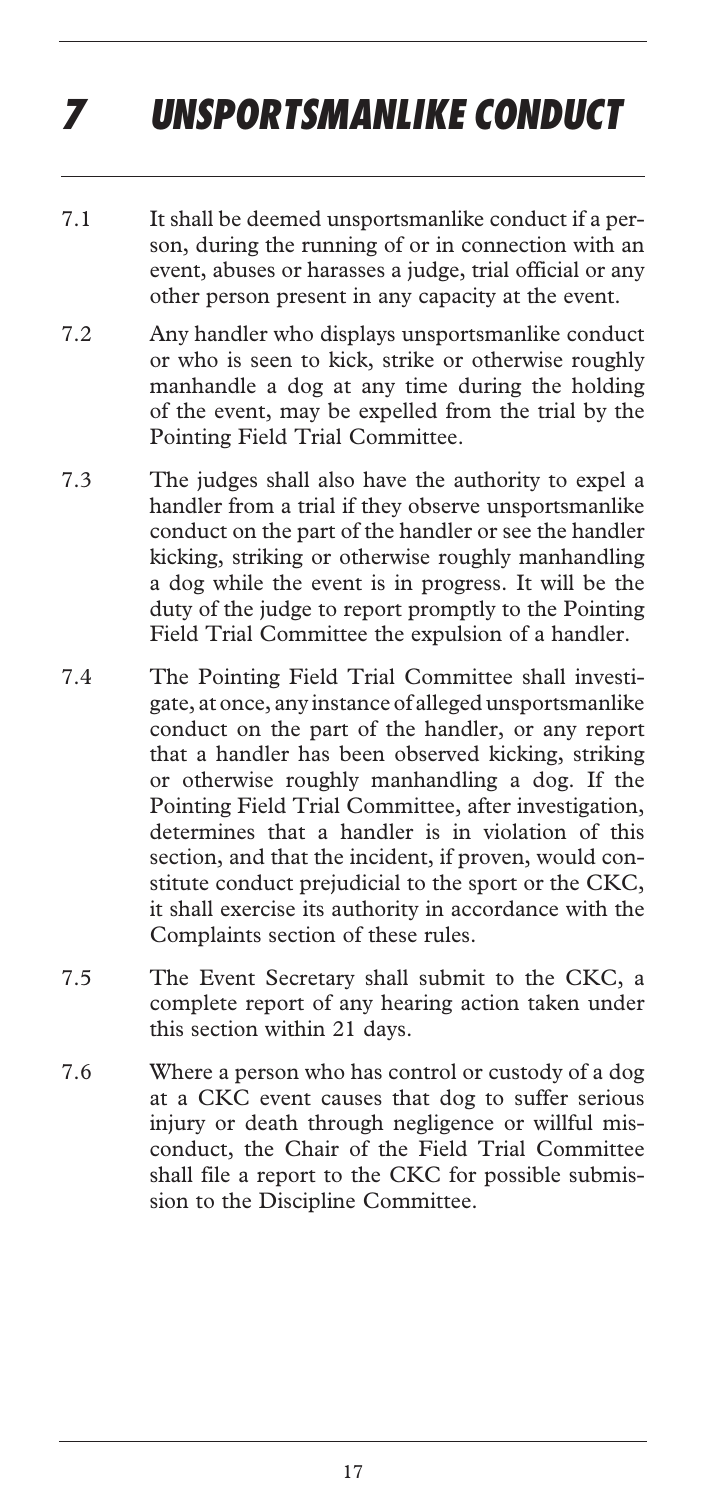# 7 UNSPORTSMANLIKE CONDUCT

7.1 It shall be deemed unsportsmanlike conduct if a person, during the running of or in connection with an event, abuses or harasses a judge, trial official or any other person present in any capacity at the event.

7.2 Any handler who displays unsportsmanlike conduct or who is seen to kick, strike or otherwise roughly manhandle a dog at any time during the holding of the event, may be expelled from the trial by the Pointing Field Trial Committee.

7.3 The judges shall also have the authority to expel a handler from a trial if they observe unsportsmanlike conduct on the part of the handler or see the handler kicking, striking or otherwise roughly manhandling a dog while the event is in progress. It will be the duty of the judge to report promptly to the Pointing Field Trial Committee the expulsion of a handler.

7.4 The Pointing Field Trial Committee shall investigate, at once, any instance of alleged unsportsmanlike conduct on the part of the handler, or any report that a handler has been observed kicking, striking or otherwise roughly manhandling a dog. If the Pointing Field Trial Committee, after investigation, determines that a handler is in violation of this section, and that the incident, if proven, would constitute conduct prejudicial to the sport or the CKC, it shall exercise its authority in accordance with the Complaints section of these rules.

7.5 The Event Secretary shall submit to the CKC, a complete report of any hearing action taken under this section within 21 days.

7.6 Where a person who has control or custody of a dog at a CKC event causes that dog to suffer serious injury or death through negligence or willful misconduct, the Chair of the Field Trial Committee shall file a report to the CKC for possible submission to the Discipline Committee.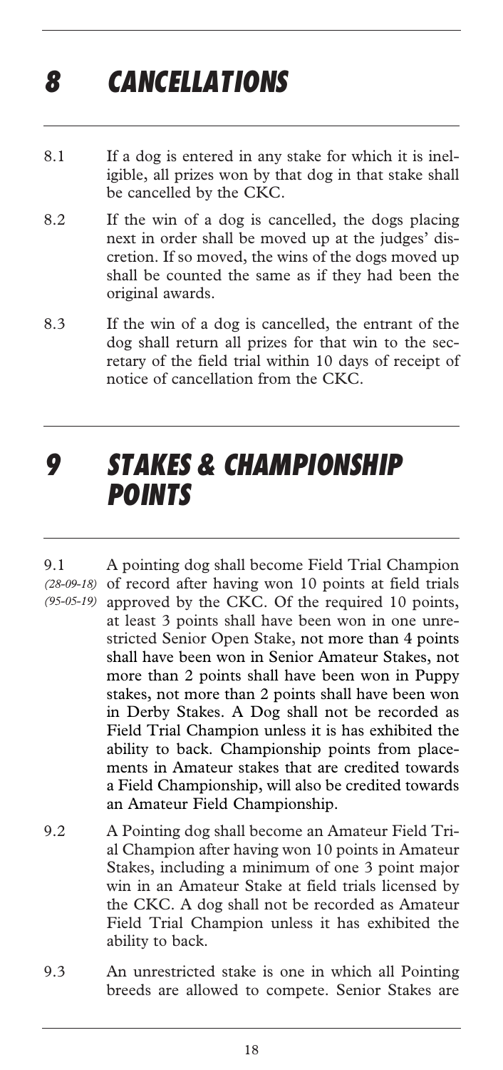# 8 CANCELLATIONS

8.1 If a dog is entered in any stake for which it is ineligible, all prizes won by that dog in that stake shall be cancelled by the CKC.

8.2 If the win of a dog is cancelled, the dogs placing next in order shall be moved up at the judges' discretion. If so moved, the wins of the dogs moved up shall be counted the same as if they had been the original awards.

8.3 If the win of a dog is cancelled, the entrant of the dog shall return all prizes for that win to the secretary of the field trial within 10 days of receipt of notice of cancellation from the CKC.

# 9 STAKES & CHAMPIONSHIP POINTS

9.1 *(28-09-18) (95-05-19)* A pointing dog shall become Field Trial Champion of record after having won 10 points at field trials approved by the CKC. Of the required 10 points, at least 3 points shall have been won in one unrestricted Senior Open Stake, not more than 4 points shall have been won in Senior Amateur Stakes, not more than 2 points shall have been won in Puppy stakes, not more than 2 points shall have been won in Derby Stakes. A Dog shall not be recorded as Field Trial Champion unless it is has exhibited the ability to back. Championship points from placements in Amateur stakes that are credited towards a Field Championship, will also be credited towards an Amateur Field Championship.

9.2 A Pointing dog shall become an Amateur Field Trial Champion after having won 10 points in Amateur Stakes, including a minimum of one 3 point major win in an Amateur Stake at field trials licensed by the CKC. A dog shall not be recorded as Amateur Field Trial Champion unless it has exhibited the ability to back.

9.3 An unrestricted stake is one in which all Pointing breeds are allowed to compete. Senior Stakes are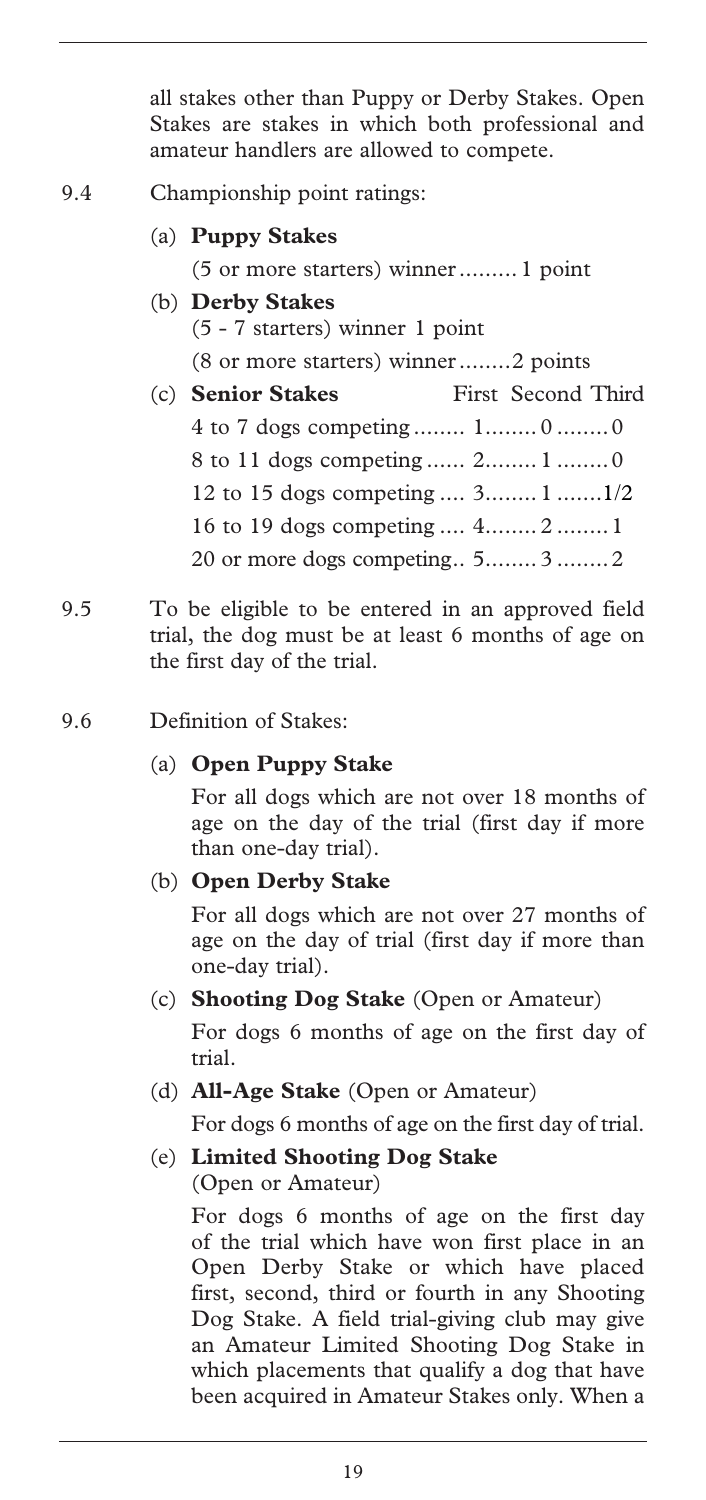all stakes other than Puppy or Derby Stakes. Open Stakes are stakes in which both professional and amateur handlers are allowed to compete.

9.4 Championship point ratings:

(a) **Puppy Stakes**

(5 or more starters) winner......... 1 point

(b) **Derby Stakes**

(5 - 7 starters) winner 1 point

(8 or more starters) winner........2 points

(c) **Senior Stakes**

| | First | Second | Third |
|---|---|---|---|
| 4 to 7 dogs competing | 1 | 0 | 0 |
| 8 to 11 dogs competing | 2 | 1 | 0 |
| 12 to 15 dogs competing | 3 | 1 | 1/2 |
| 16 to 19 dogs competing | 4 | 2 | 1 |
| 20 or more dogs competing | 5 | 3 | 2 |

9.5 To be eligible to be entered in an approved field trial, the dog must be at least 6 months of age on the first day of the trial.

9.6 Definition of Stakes:

(a) **Open Puppy Stake**

For all dogs which are not over 18 months of age on the day of the trial (first day if more than one-day trial).

(b) **Open Derby Stake**

For all dogs which are not over 27 months of age on the day of trial (first day if more than one-day trial).

(c) **Shooting Dog Stake** (Open or Amateur)

For dogs 6 months of age on the first day of trial.

(d) **All-Age Stake** (Open or Amateur)

For dogs 6 months of age on the first day of trial.

(e) **Limited Shooting Dog Stake** (Open or Amateur)

For dogs 6 months of age on the first day of the trial which have won first place in an Open Derby Stake or which have placed first, second, third or fourth in any Shooting Dog Stake. A field trial-giving club may give an Amateur Limited Shooting Dog Stake in which placements that qualify a dog that have been acquired in Amateur Stakes only. When a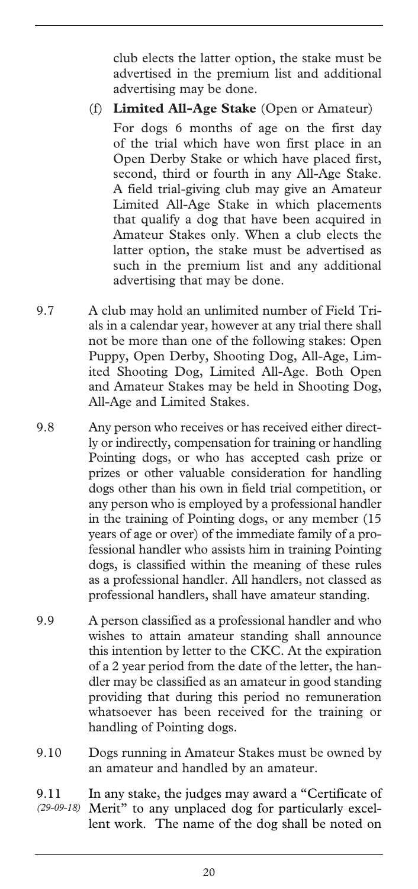club elects the latter option, the stake must be advertised in the premium list and additional advertising may be done.

(f) **Limited All-Age Stake** (Open or Amateur)

For dogs 6 months of age on the first day of the trial which have won first place in an Open Derby Stake or which have placed first, second, third or fourth in any All-Age Stake. A field trial-giving club may give an Amateur Limited All-Age Stake in which placements that qualify a dog that have been acquired in Amateur Stakes only. When a club elects the latter option, the stake must be advertised as such in the premium list and any additional advertising that may be done.

9.7 A club may hold an unlimited number of Field Trials in a calendar year, however at any trial there shall not be more than one of the following stakes: Open Puppy, Open Derby, Shooting Dog, All-Age, Limited Shooting Dog, Limited All-Age. Both Open and Amateur Stakes may be held in Shooting Dog, All-Age and Limited Stakes.

9.8 Any person who receives or has received either directly or indirectly, compensation for training or handling Pointing dogs, or who has accepted cash prize or prizes or other valuable consideration for handling dogs other than his own in field trial competition, or any person who is employed by a professional handler in the training of Pointing dogs, or any member (15 years of age or over) of the immediate family of a professional handler who assists him in training Pointing dogs, is classified within the meaning of these rules as a professional handler. All handlers, not classed as professional handlers, shall have amateur standing.

9.9 A person classified as a professional handler and who wishes to attain amateur standing shall announce this intention by letter to the CKC. At the expiration of a 2 year period from the date of the letter, the handler may be classified as an amateur in good standing providing that during this period no remuneration whatsoever has been received for the training or handling of Pointing dogs.

9.10 Dogs running in Amateur Stakes must be owned by an amateur and handled by an amateur.

9.11 *(29-09-18)* In any stake, the judges may award a "Certificate of Merit" to any unplaced dog for particularly excellent work. The name of the dog shall be noted on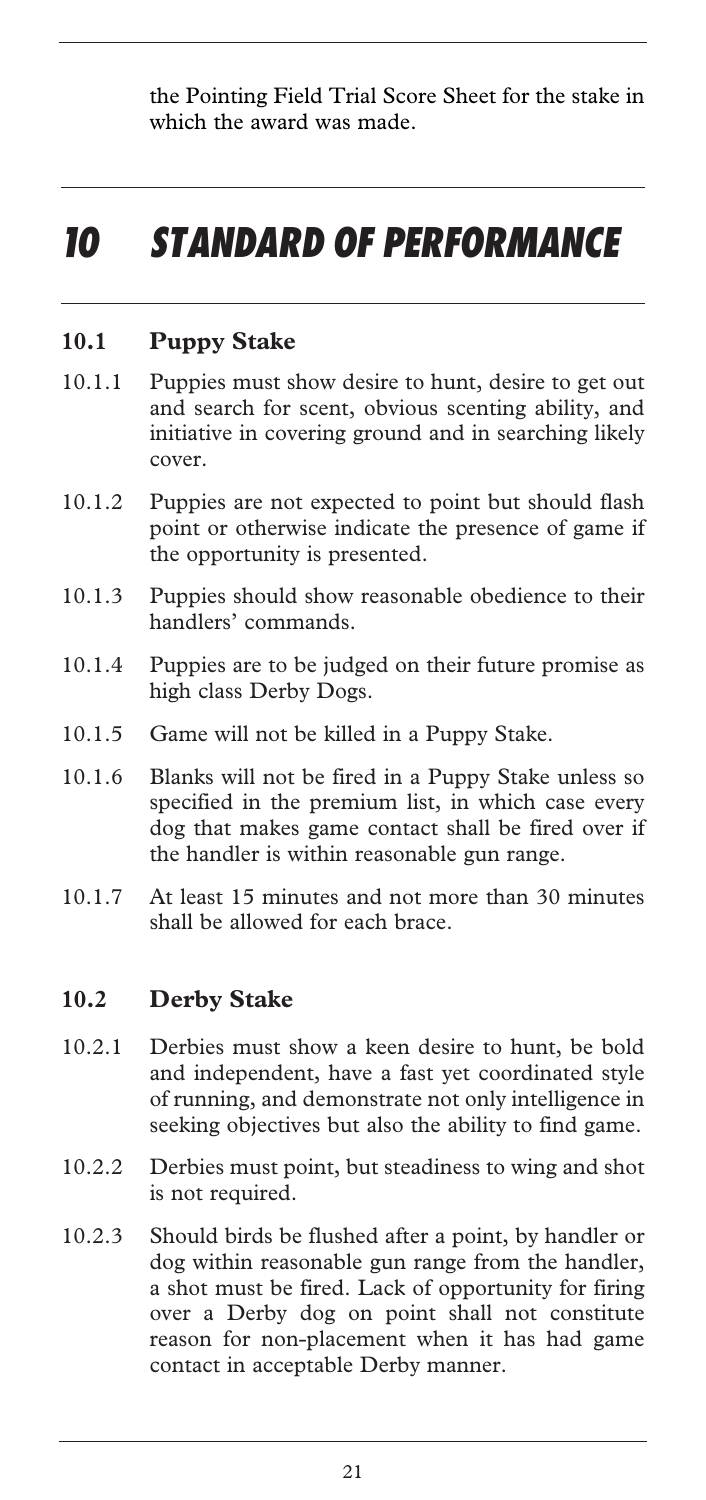the Pointing Field Trial Score Sheet for the stake in which the award was made.

# 10 STANDARD OF PERFORMANCE

## 10.1 Puppy Stake

10.1.1 Puppies must show desire to hunt, desire to get out and search for scent, obvious scenting ability, and initiative in covering ground and in searching likely cover.

10.1.2 Puppies are not expected to point but should flash point or otherwise indicate the presence of game if the opportunity is presented.

10.1.3 Puppies should show reasonable obedience to their handlers' commands.

10.1.4 Puppies are to be judged on their future promise as high class Derby Dogs.

10.1.5 Game will not be killed in a Puppy Stake.

10.1.6 Blanks will not be fired in a Puppy Stake unless so specified in the premium list, in which case every dog that makes game contact shall be fired over if the handler is within reasonable gun range.

10.1.7 At least 15 minutes and not more than 30 minutes shall be allowed for each brace.

## 10.2 Derby Stake

10.2.1 Derbies must show a keen desire to hunt, be bold and independent, have a fast yet coordinated style of running, and demonstrate not only intelligence in seeking objectives but also the ability to find game.

10.2.2 Derbies must point, but steadiness to wing and shot is not required.

10.2.3 Should birds be flushed after a point, by handler or dog within reasonable gun range from the handler, a shot must be fired. Lack of opportunity for firing over a Derby dog on point shall not constitute reason for non-placement when it has had game contact in acceptable Derby manner.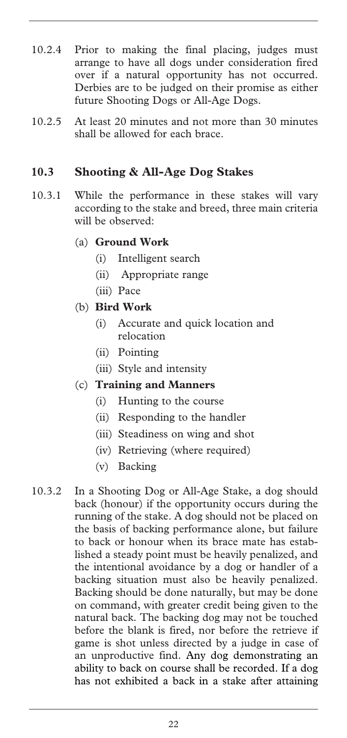10.2.4 Prior to making the final placing, judges must arrange to have all dogs under consideration fired over if a natural opportunity has not occurred. Derbies are to be judged on their promise as either future Shooting Dogs or All-Age Dogs.

10.2.5 At least 20 minutes and not more than 30 minutes shall be allowed for each brace.

## 10.3 Shooting & All-Age Dog Stakes

10.3.1 While the performance in these stakes will vary according to the stake and breed, three main criteria will be observed:

(a) **Ground Work**
- (i) Intelligent search
- (ii) Appropriate range
- (iii) Pace

(b) **Bird Work**
- (i) Accurate and quick location and relocation
- (ii) Pointing
- (iii) Style and intensity

(c) **Training and Manners**
- (i) Hunting to the course
- (ii) Responding to the handler
- (iii) Steadiness on wing and shot
- (iv) Retrieving (where required)
- (v) Backing

10.3.2 In a Shooting Dog or All-Age Stake, a dog should back (honour) if the opportunity occurs during the running of the stake. A dog should not be placed on the basis of backing performance alone, but failure to back or honour when its brace mate has established a steady point must be heavily penalized, and the intentional avoidance by a dog or handler of a backing situation must also be heavily penalized. Backing should be done naturally, but may be done on command, with greater credit being given to the natural back. The backing dog may not be touched before the blank is fired, nor before the retrieve if game is shot unless directed by a judge in case of an unproductive find. Any dog demonstrating an ability to back on course shall be recorded. If a dog has not exhibited a back in a stake after attaining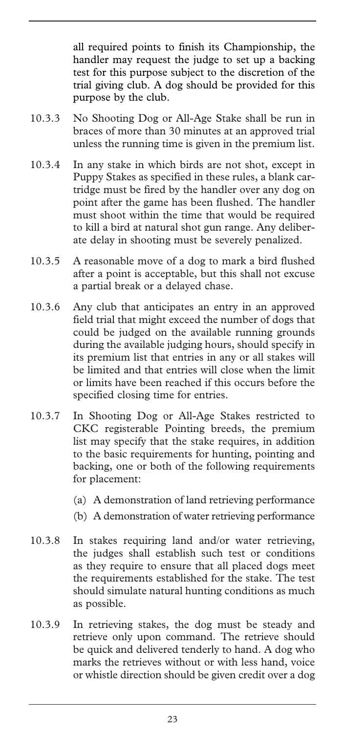all required points to finish its Championship, the handler may request the judge to set up a backing test for this purpose subject to the discretion of the trial giving club. A dog should be provided for this purpose by the club.

10.3.3 No Shooting Dog or All-Age Stake shall be run in braces of more than 30 minutes at an approved trial unless the running time is given in the premium list.

10.3.4 In any stake in which birds are not shot, except in Puppy Stakes as specified in these rules, a blank cartridge must be fired by the handler over any dog on point after the game has been flushed. The handler must shoot within the time that would be required to kill a bird at natural shot gun range. Any deliberate delay in shooting must be severely penalized.

10.3.5 A reasonable move of a dog to mark a bird flushed after a point is acceptable, but this shall not excuse a partial break or a delayed chase.

10.3.6 Any club that anticipates an entry in an approved field trial that might exceed the number of dogs that could be judged on the available running grounds during the available judging hours, should specify in its premium list that entries in any or all stakes will be limited and that entries will close when the limit or limits have been reached if this occurs before the specified closing time for entries.

10.3.7 In Shooting Dog or All-Age Stakes restricted to CKC registerable Pointing breeds, the premium list may specify that the stake requires, in addition to the basic requirements for hunting, pointing and backing, one or both of the following requirements for placement:

(a) A demonstration of land retrieving performance

(b) A demonstration of water retrieving performance

10.3.8 In stakes requiring land and/or water retrieving, the judges shall establish such test or conditions as they require to ensure that all placed dogs meet the requirements established for the stake. The test should simulate natural hunting conditions as much as possible.

10.3.9 In retrieving stakes, the dog must be steady and retrieve only upon command. The retrieve should be quick and delivered tenderly to hand. A dog who marks the retrieves without or with less hand, voice or whistle direction should be given credit over a dog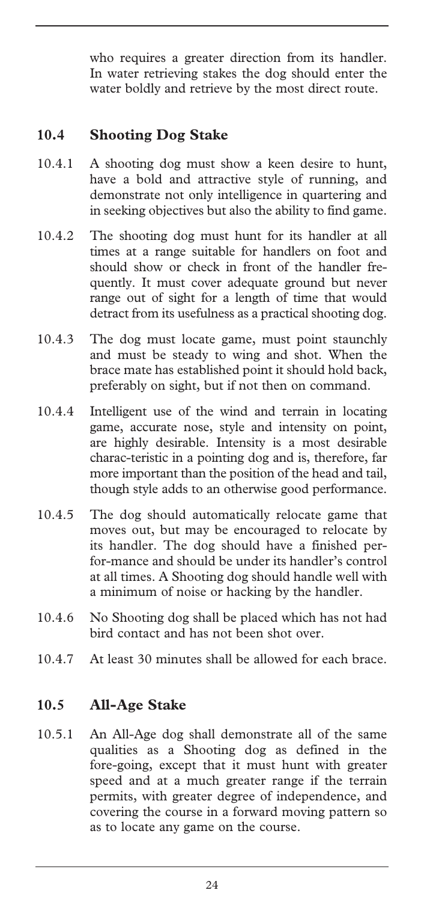who requires a greater direction from its handler. In water retrieving stakes the dog should enter the water boldly and retrieve by the most direct route.

## 10.4 Shooting Dog Stake

10.4.1 A shooting dog must show a keen desire to hunt, have a bold and attractive style of running, and demonstrate not only intelligence in quartering and in seeking objectives but also the ability to find game.

10.4.2 The shooting dog must hunt for its handler at all times at a range suitable for handlers on foot and should show or check in front of the handler frequently. It must cover adequate ground but never range out of sight for a length of time that would detract from its usefulness as a practical shooting dog.

10.4.3 The dog must locate game, must point staunchly and must be steady to wing and shot. When the brace mate has established point it should hold back, preferably on sight, but if not then on command.

10.4.4 Intelligent use of the wind and terrain in locating game, accurate nose, style and intensity on point, are highly desirable. Intensity is a most desirable charac-teristic in a pointing dog and is, therefore, far more important than the position of the head and tail, though style adds to an otherwise good performance.

10.4.5 The dog should automatically relocate game that moves out, but may be encouraged to relocate by its handler. The dog should have a finished per-for-mance and should be under its handler's control at all times. A Shooting dog should handle well with a minimum of noise or hacking by the handler.

10.4.6 No Shooting dog shall be placed which has not had bird contact and has not been shot over.

10.4.7 At least 30 minutes shall be allowed for each brace.

## 10.5 All-Age Stake

10.5.1 An All-Age dog shall demonstrate all of the same qualities as a Shooting dog as defined in the fore-going, except that it must hunt with greater speed and at a much greater range if the terrain permits, with greater degree of independence, and covering the course in a forward moving pattern so as to locate any game on the course.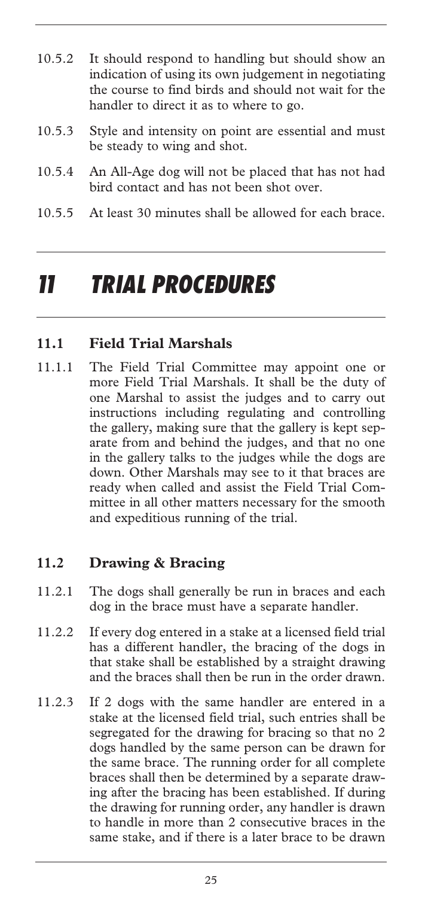10.5.2 It should respond to handling but should show an indication of using its own judgement in negotiating the course to find birds and should not wait for the handler to direct it as to where to go.

10.5.3 Style and intensity on point are essential and must be steady to wing and shot.

10.5.4 An All-Age dog will not be placed that has not had bird contact and has not been shot over.

10.5.5 At least 30 minutes shall be allowed for each brace.

# 11 TRIAL PROCEDURES

## 11.1 Field Trial Marshals

11.1.1 The Field Trial Committee may appoint one or more Field Trial Marshals. It shall be the duty of one Marshal to assist the judges and to carry out instructions including regulating and controlling the gallery, making sure that the gallery is kept separate from and behind the judges, and that no one in the gallery talks to the judges while the dogs are down. Other Marshals may see to it that braces are ready when called and assist the Field Trial Committee in all other matters necessary for the smooth and expeditious running of the trial.

## 11.2 Drawing & Bracing

11.2.1 The dogs shall generally be run in braces and each dog in the brace must have a separate handler.

11.2.2 If every dog entered in a stake at a licensed field trial has a different handler, the bracing of the dogs in that stake shall be established by a straight drawing and the braces shall then be run in the order drawn.

11.2.3 If 2 dogs with the same handler are entered in a stake at the licensed field trial, such entries shall be segregated for the drawing for bracing so that no 2 dogs handled by the same person can be drawn for the same brace. The running order for all complete braces shall then be determined by a separate drawing after the bracing has been established. If during the drawing for running order, any handler is drawn to handle in more than 2 consecutive braces in the same stake, and if there is a later brace to be drawn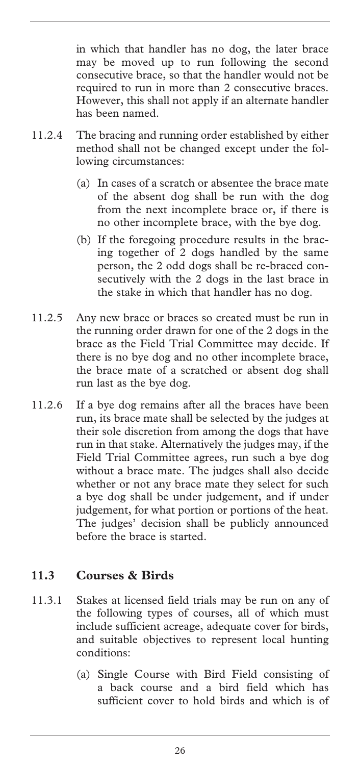in which that handler has no dog, the later brace may be moved up to run following the second consecutive brace, so that the handler would not be required to run in more than 2 consecutive braces. However, this shall not apply if an alternate handler has been named.

11.2.4 The bracing and running order established by either method shall not be changed except under the following circumstances:

(a) In cases of a scratch or absentee the brace mate of the absent dog shall be run with the dog from the next incomplete brace or, if there is no other incomplete brace, with the bye dog.

(b) If the foregoing procedure results in the bracing together of 2 dogs handled by the same person, the 2 odd dogs shall be re-braced consecutively with the 2 dogs in the last brace in the stake in which that handler has no dog.

11.2.5 Any new brace or braces so created must be run in the running order drawn for one of the 2 dogs in the brace as the Field Trial Committee may decide. If there is no bye dog and no other incomplete brace, the brace mate of a scratched or absent dog shall run last as the bye dog.

11.2.6 If a bye dog remains after all the braces have been run, its brace mate shall be selected by the judges at their sole discretion from among the dogs that have run in that stake. Alternatively the judges may, if the Field Trial Committee agrees, run such a bye dog without a brace mate. The judges shall also decide whether or not any brace mate they select for such a bye dog shall be under judgement, and if under judgement, for what portion or portions of the heat. The judges' decision shall be publicly announced before the brace is started.

## 11.3 Courses & Birds

11.3.1 Stakes at licensed field trials may be run on any of the following types of courses, all of which must include sufficient acreage, adequate cover for birds, and suitable objectives to represent local hunting conditions:

(a) Single Course with Bird Field consisting of a back course and a bird field which has sufficient cover to hold birds and which is of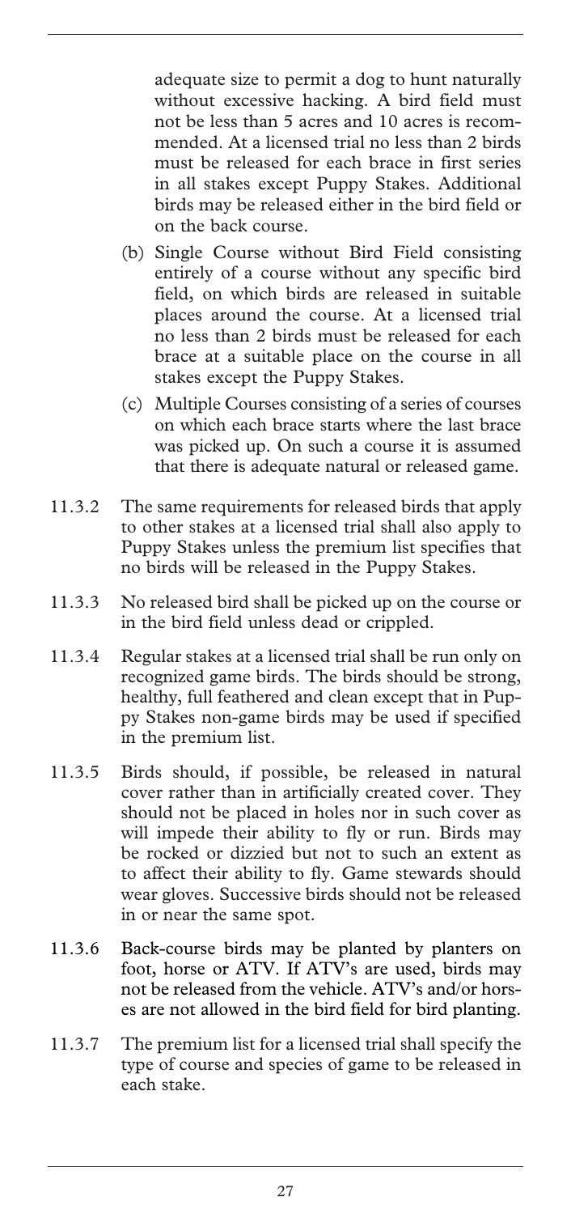adequate size to permit a dog to hunt naturally without excessive hacking. A bird field must not be less than 5 acres and 10 acres is recommended. At a licensed trial no less than 2 birds must be released for each brace in first series in all stakes except Puppy Stakes. Additional birds may be released either in the bird field or on the back course.

(b) Single Course without Bird Field consisting entirely of a course without any specific bird field, on which birds are released in suitable places around the course. At a licensed trial no less than 2 birds must be released for each brace at a suitable place on the course in all stakes except the Puppy Stakes.

(c) Multiple Courses consisting of a series of courses on which each brace starts where the last brace was picked up. On such a course it is assumed that there is adequate natural or released game.

11.3.2 The same requirements for released birds that apply to other stakes at a licensed trial shall also apply to Puppy Stakes unless the premium list specifies that no birds will be released in the Puppy Stakes.

11.3.3 No released bird shall be picked up on the course or in the bird field unless dead or crippled.

11.3.4 Regular stakes at a licensed trial shall be run only on recognized game birds. The birds should be strong, healthy, full feathered and clean except that in Puppy Stakes non-game birds may be used if specified in the premium list.

11.3.5 Birds should, if possible, be released in natural cover rather than in artificially created cover. They should not be placed in holes nor in such cover as will impede their ability to fly or run. Birds may be rocked or dizzied but not to such an extent as to affect their ability to fly. Game stewards should wear gloves. Successive birds should not be released in or near the same spot.

11.3.6 Back-course birds may be planted by planters on foot, horse or ATV. If ATV's are used, birds may not be released from the vehicle. ATV's and/or horses are not allowed in the bird field for bird planting.

11.3.7 The premium list for a licensed trial shall specify the type of course and species of game to be released in each stake.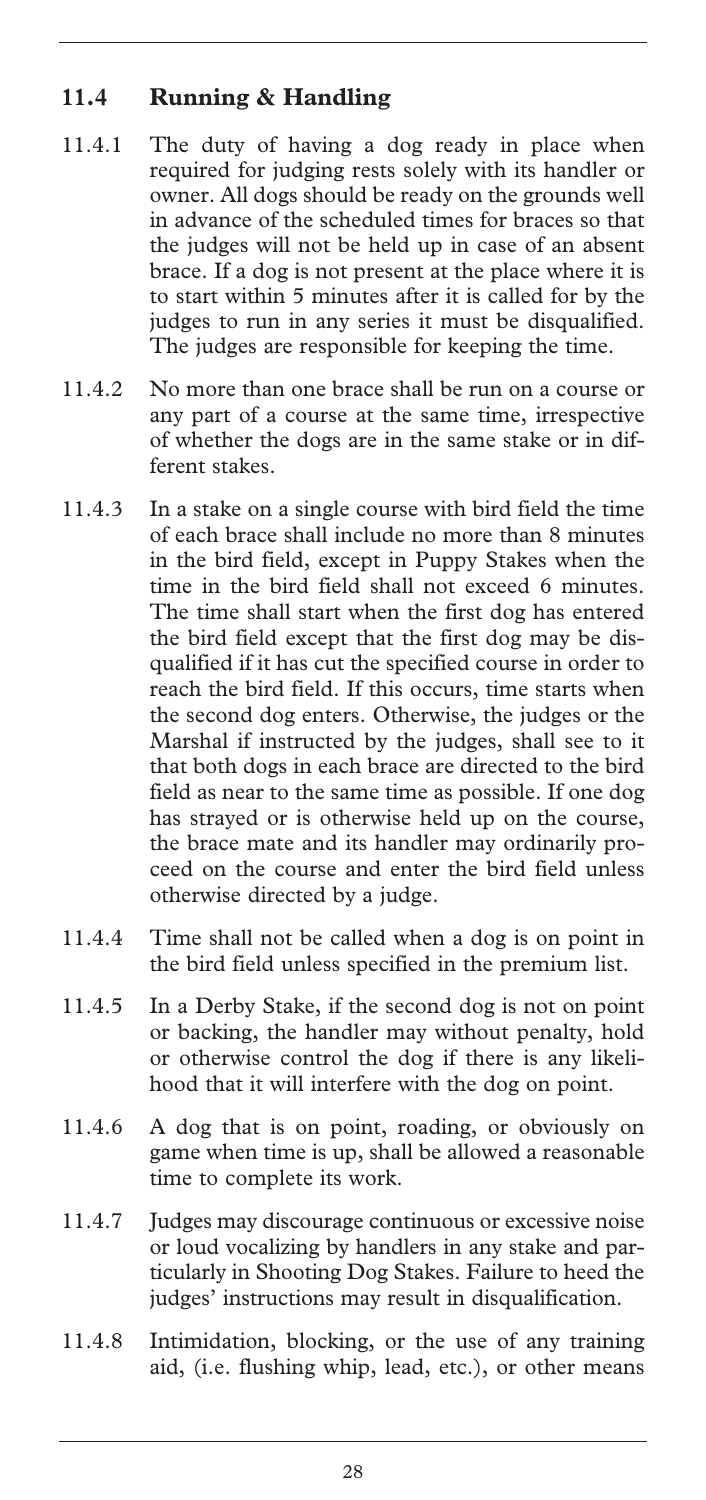## 11.4 Running & Handling

11.4.1 The duty of having a dog ready in place when required for judging rests solely with its handler or owner. All dogs should be ready on the grounds well in advance of the scheduled times for braces so that the judges will not be held up in case of an absent brace. If a dog is not present at the place where it is to start within 5 minutes after it is called for by the judges to run in any series it must be disqualified. The judges are responsible for keeping the time.

11.4.2 No more than one brace shall be run on a course or any part of a course at the same time, irrespective of whether the dogs are in the same stake or in different stakes.

11.4.3 In a stake on a single course with bird field the time of each brace shall include no more than 8 minutes in the bird field, except in Puppy Stakes when the time in the bird field shall not exceed 6 minutes. The time shall start when the first dog has entered the bird field except that the first dog may be disqualified if it has cut the specified course in order to reach the bird field. If this occurs, time starts when the second dog enters. Otherwise, the judges or the Marshal if instructed by the judges, shall see to it that both dogs in each brace are directed to the bird field as near to the same time as possible. If one dog has strayed or is otherwise held up on the course, the brace mate and its handler may ordinarily proceed on the course and enter the bird field unless otherwise directed by a judge.

11.4.4 Time shall not be called when a dog is on point in the bird field unless specified in the premium list.

11.4.5 In a Derby Stake, if the second dog is not on point or backing, the handler may without penalty, hold or otherwise control the dog if there is any likelihood that it will interfere with the dog on point.

11.4.6 A dog that is on point, roading, or obviously on game when time is up, shall be allowed a reasonable time to complete its work.

11.4.7 Judges may discourage continuous or excessive noise or loud vocalizing by handlers in any stake and particularly in Shooting Dog Stakes. Failure to heed the judges' instructions may result in disqualification.

11.4.8 Intimidation, blocking, or the use of any training aid, (i.e. flushing whip, lead, etc.), or other means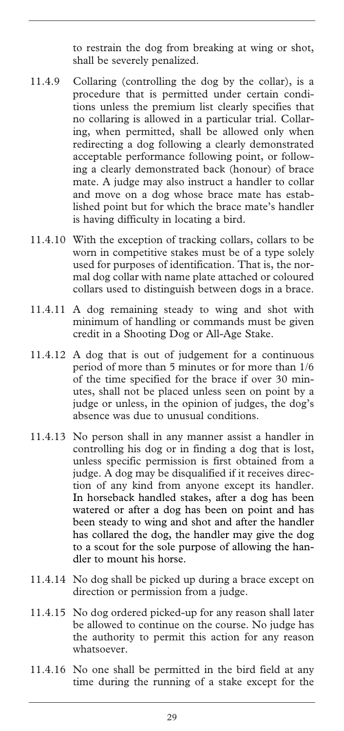to restrain the dog from breaking at wing or shot, shall be severely penalized.

11.4.9 Collaring (controlling the dog by the collar), is a procedure that is permitted under certain conditions unless the premium list clearly specifies that no collaring is allowed in a particular trial. Collaring, when permitted, shall be allowed only when redirecting a dog following a clearly demonstrated acceptable performance following point, or following a clearly demonstrated back (honour) of brace mate. A judge may also instruct a handler to collar and move on a dog whose brace mate has established point but for which the brace mate's handler is having difficulty in locating a bird.

11.4.10 With the exception of tracking collars, collars to be worn in competitive stakes must be of a type solely used for purposes of identification. That is, the normal dog collar with name plate attached or coloured collars used to distinguish between dogs in a brace.

11.4.11 A dog remaining steady to wing and shot with minimum of handling or commands must be given credit in a Shooting Dog or All-Age Stake.

11.4.12 A dog that is out of judgement for a continuous period of more than 5 minutes or for more than 1/6 of the time specified for the brace if over 30 minutes, shall not be placed unless seen on point by a judge or unless, in the opinion of judges, the dog's absence was due to unusual conditions.

11.4.13 No person shall in any manner assist a handler in controlling his dog or in finding a dog that is lost, unless specific permission is first obtained from a judge. A dog may be disqualified if it receives direction of any kind from anyone except its handler. In horseback handled stakes, after a dog has been watered or after a dog has been on point and has been steady to wing and shot and after the handler has collared the dog, the handler may give the dog to a scout for the sole purpose of allowing the handler to mount his horse.

11.4.14 No dog shall be picked up during a brace except on direction or permission from a judge.

11.4.15 No dog ordered picked-up for any reason shall later be allowed to continue on the course. No judge has the authority to permit this action for any reason whatsoever.

11.4.16 No one shall be permitted in the bird field at any time during the running of a stake except for the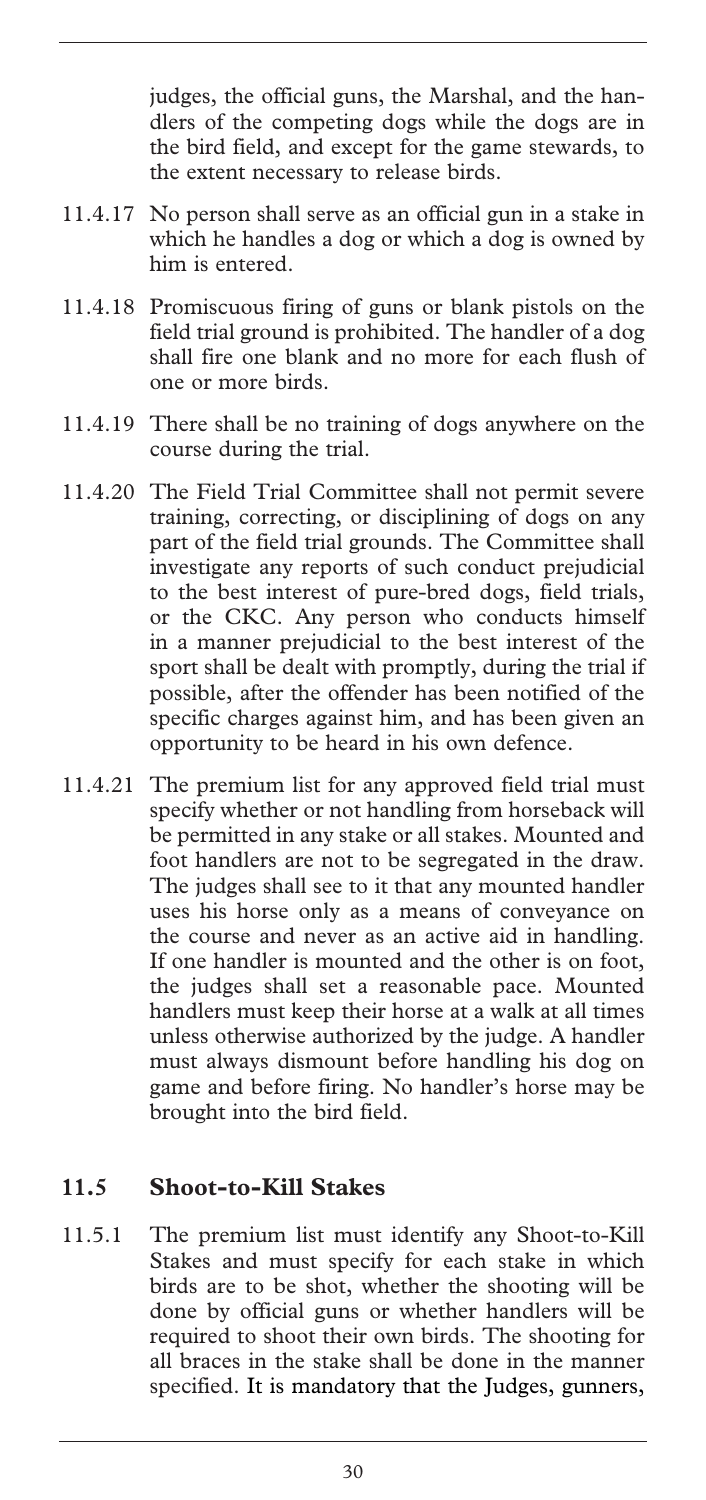judges, the official guns, the Marshal, and the handlers of the competing dogs while the dogs are in the bird field, and except for the game stewards, to the extent necessary to release birds.

11.4.17 No person shall serve as an official gun in a stake in which he handles a dog or which a dog is owned by him is entered.

11.4.18 Promiscuous firing of guns or blank pistols on the field trial ground is prohibited. The handler of a dog shall fire one blank and no more for each flush of one or more birds.

11.4.19 There shall be no training of dogs anywhere on the course during the trial.

11.4.20 The Field Trial Committee shall not permit severe training, correcting, or disciplining of dogs on any part of the field trial grounds. The Committee shall investigate any reports of such conduct prejudicial to the best interest of pure-bred dogs, field trials, or the CKC. Any person who conducts himself in a manner prejudicial to the best interest of the sport shall be dealt with promptly, during the trial if possible, after the offender has been notified of the specific charges against him, and has been given an opportunity to be heard in his own defence.

11.4.21 The premium list for any approved field trial must specify whether or not handling from horseback will be permitted in any stake or all stakes. Mounted and foot handlers are not to be segregated in the draw. The judges shall see to it that any mounted handler uses his horse only as a means of conveyance on the course and never as an active aid in handling. If one handler is mounted and the other is on foot, the judges shall set a reasonable pace. Mounted handlers must keep their horse at a walk at all times unless otherwise authorized by the judge. A handler must always dismount before handling his dog on game and before firing. No handler's horse may be brought into the bird field.

## 11.5 Shoot-to-Kill Stakes

11.5.1 The premium list must identify any Shoot-to-Kill Stakes and must specify for each stake in which birds are to be shot, whether the shooting will be done by official guns or whether handlers will be required to shoot their own birds. The shooting for all braces in the stake shall be done in the manner specified. It is mandatory that the Judges, gunners,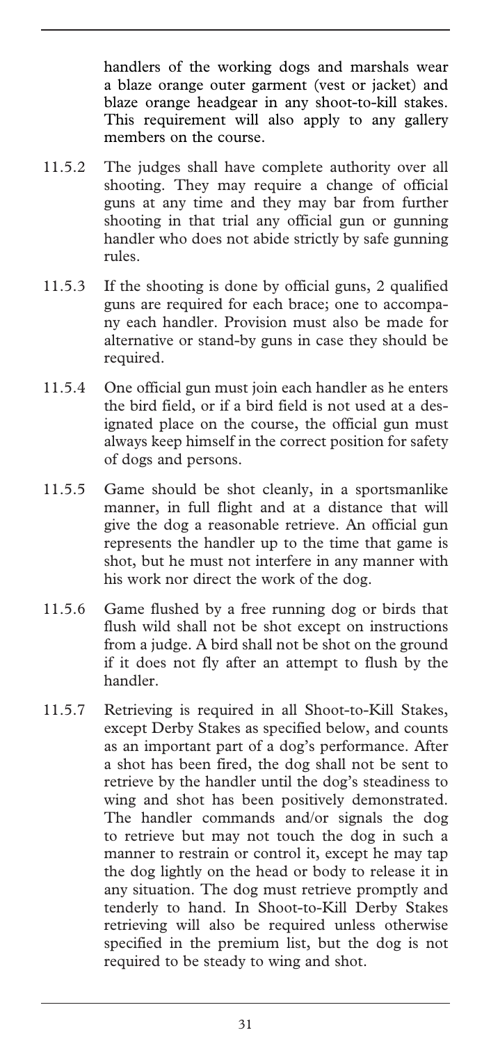handlers of the working dogs and marshals wear a blaze orange outer garment (vest or jacket) and blaze orange headgear in any shoot-to-kill stakes. This requirement will also apply to any gallery members on the course.

11.5.2 The judges shall have complete authority over all shooting. They may require a change of official guns at any time and they may bar from further shooting in that trial any official gun or gunning handler who does not abide strictly by safe gunning rules.

11.5.3 If the shooting is done by official guns, 2 qualified guns are required for each brace; one to accompany each handler. Provision must also be made for alternative or stand-by guns in case they should be required.

11.5.4 One official gun must join each handler as he enters the bird field, or if a bird field is not used at a designated place on the course, the official gun must always keep himself in the correct position for safety of dogs and persons.

11.5.5 Game should be shot cleanly, in a sportsmanlike manner, in full flight and at a distance that will give the dog a reasonable retrieve. An official gun represents the handler up to the time that game is shot, but he must not interfere in any manner with his work nor direct the work of the dog.

11.5.6 Game flushed by a free running dog or birds that flush wild shall not be shot except on instructions from a judge. A bird shall not be shot on the ground if it does not fly after an attempt to flush by the handler.

11.5.7 Retrieving is required in all Shoot-to-Kill Stakes, except Derby Stakes as specified below, and counts as an important part of a dog's performance. After a shot has been fired, the dog shall not be sent to retrieve by the handler until the dog's steadiness to wing and shot has been positively demonstrated. The handler commands and/or signals the dog to retrieve but may not touch the dog in such a manner to restrain or control it, except he may tap the dog lightly on the head or body to release it in any situation. The dog must retrieve promptly and tenderly to hand. In Shoot-to-Kill Derby Stakes retrieving will also be required unless otherwise specified in the premium list, but the dog is not required to be steady to wing and shot.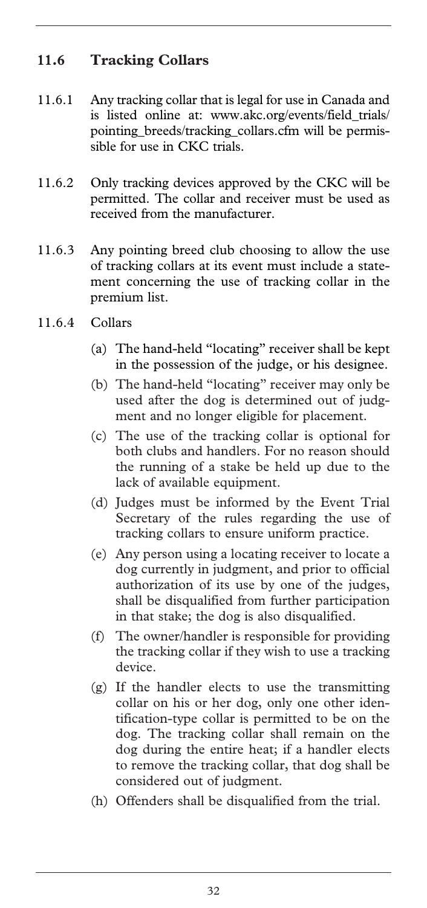## 11.6 Tracking Collars

11.6.1 Any tracking collar that is legal for use in Canada and is listed online at: www.akc.org/events/field_trials/pointing_breeds/tracking_collars.cfm will be permissible for use in CKC trials.

11.6.2 Only tracking devices approved by the CKC will be permitted. The collar and receiver must be used as received from the manufacturer.

11.6.3 Any pointing breed club choosing to allow the use of tracking collars at its event must include a statement concerning the use of tracking collar in the premium list.

11.6.4 Collars

- (a) The hand-held "locating" receiver shall be kept in the possession of the judge, or his designee.
- (b) The hand-held "locating" receiver may only be used after the dog is determined out of judgment and no longer eligible for placement.
- (c) The use of the tracking collar is optional for both clubs and handlers. For no reason should the running of a stake be held up due to the lack of available equipment.
- (d) Judges must be informed by the Event Trial Secretary of the rules regarding the use of tracking collars to ensure uniform practice.
- (e) Any person using a locating receiver to locate a dog currently in judgment, and prior to official authorization of its use by one of the judges, shall be disqualified from further participation in that stake; the dog is also disqualified.
- (f) The owner/handler is responsible for providing the tracking collar if they wish to use a tracking device.
- (g) If the handler elects to use the transmitting collar on his or her dog, only one other identification-type collar is permitted to be on the dog. The tracking collar shall remain on the dog during the entire heat; if a handler elects to remove the tracking collar, that dog shall be considered out of judgment.
- (h) Offenders shall be disqualified from the trial.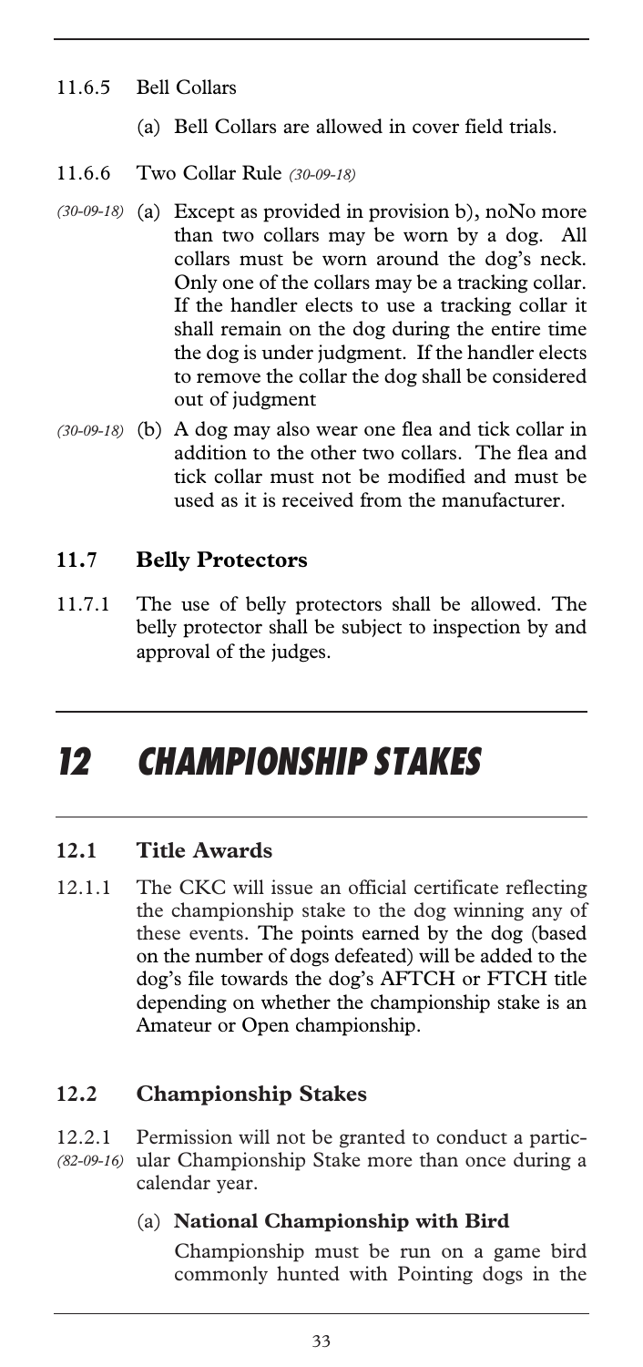11.6.5 Bell Collars

(a) Bell Collars are allowed in cover field trials.

11.6.6 Two Collar Rule *(30-09-18)*

*(30-09-18)* (a) Except as provided in provision b), noNo more than two collars may be worn by a dog. All collars must be worn around the dog's neck. Only one of the collars may be a tracking collar. If the handler elects to use a tracking collar it shall remain on the dog during the entire time the dog is under judgment. If the handler elects to remove the collar the dog shall be considered out of judgment

*(30-09-18)* (b) A dog may also wear one flea and tick collar in addition to the other two collars. The flea and tick collar must not be modified and must be used as it is received from the manufacturer.

### 11.7 Belly Protectors

11.7.1 The use of belly protectors shall be allowed. The belly protector shall be subject to inspection by and approval of the judges.

# 12 CHAMPIONSHIP STAKES

### 12.1 Title Awards

12.1.1 The CKC will issue an official certificate reflecting the championship stake to the dog winning any of these events. The points earned by the dog (based on the number of dogs defeated) will be added to the dog's file towards the dog's AFTCH or FTCH title depending on whether the championship stake is an Amateur or Open championship.

### 12.2 Championship Stakes

12.2.1 *(82-09-16)* Permission will not be granted to conduct a particular Championship Stake more than once during a calendar year.

(a) **National Championship with Bird**

Championship must be run on a game bird commonly hunted with Pointing dogs in the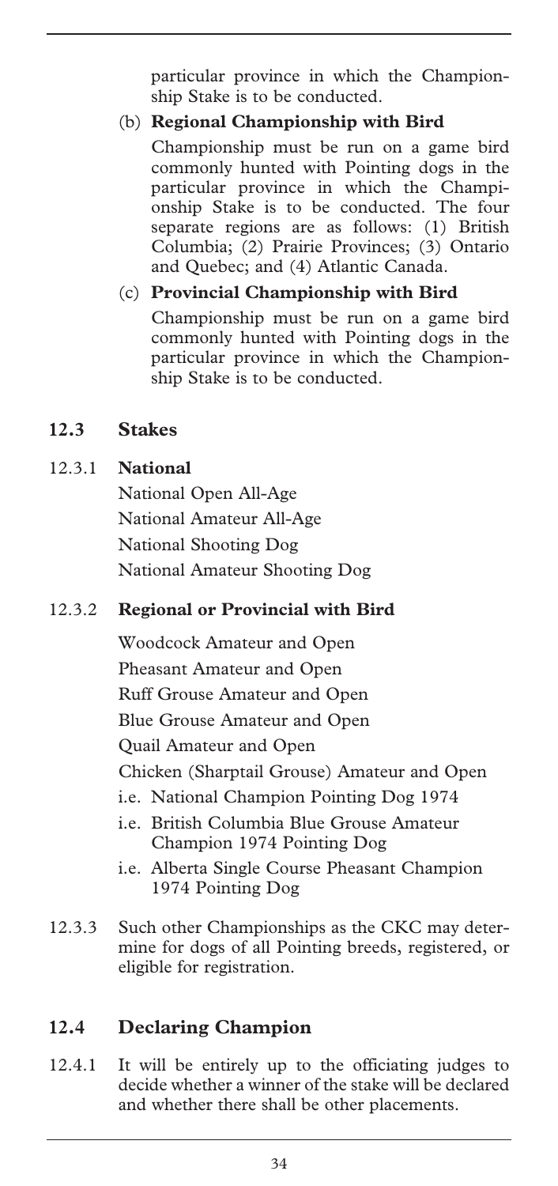particular province in which the Championship Stake is to be conducted.

(b) **Regional Championship with Bird**

Championship must be run on a game bird commonly hunted with Pointing dogs in the particular province in which the Championship Stake is to be conducted. The four separate regions are as follows: (1) British Columbia; (2) Prairie Provinces; (3) Ontario and Quebec; and (4) Atlantic Canada.

(c) **Provincial Championship with Bird**

Championship must be run on a game bird commonly hunted with Pointing dogs in the particular province in which the Championship Stake is to be conducted.

## 12.3 Stakes

### 12.3.1 National

National Open All-Age
National Amateur All-Age
National Shooting Dog
National Amateur Shooting Dog

### 12.3.2 Regional or Provincial with Bird

Woodcock Amateur and Open
Pheasant Amateur and Open
Ruff Grouse Amateur and Open
Blue Grouse Amateur and Open
Quail Amateur and Open
Chicken (Sharptail Grouse) Amateur and Open

- i.e. National Champion Pointing Dog 1974
- i.e. British Columbia Blue Grouse Amateur Champion 1974 Pointing Dog
- i.e. Alberta Single Course Pheasant Champion 1974 Pointing Dog

12.3.3 Such other Championships as the CKC may determine for dogs of all Pointing breeds, registered, or eligible for registration.

## 12.4 Declaring Champion

12.4.1 It will be entirely up to the officiating judges to decide whether a winner of the stake will be declared and whether there shall be other placements.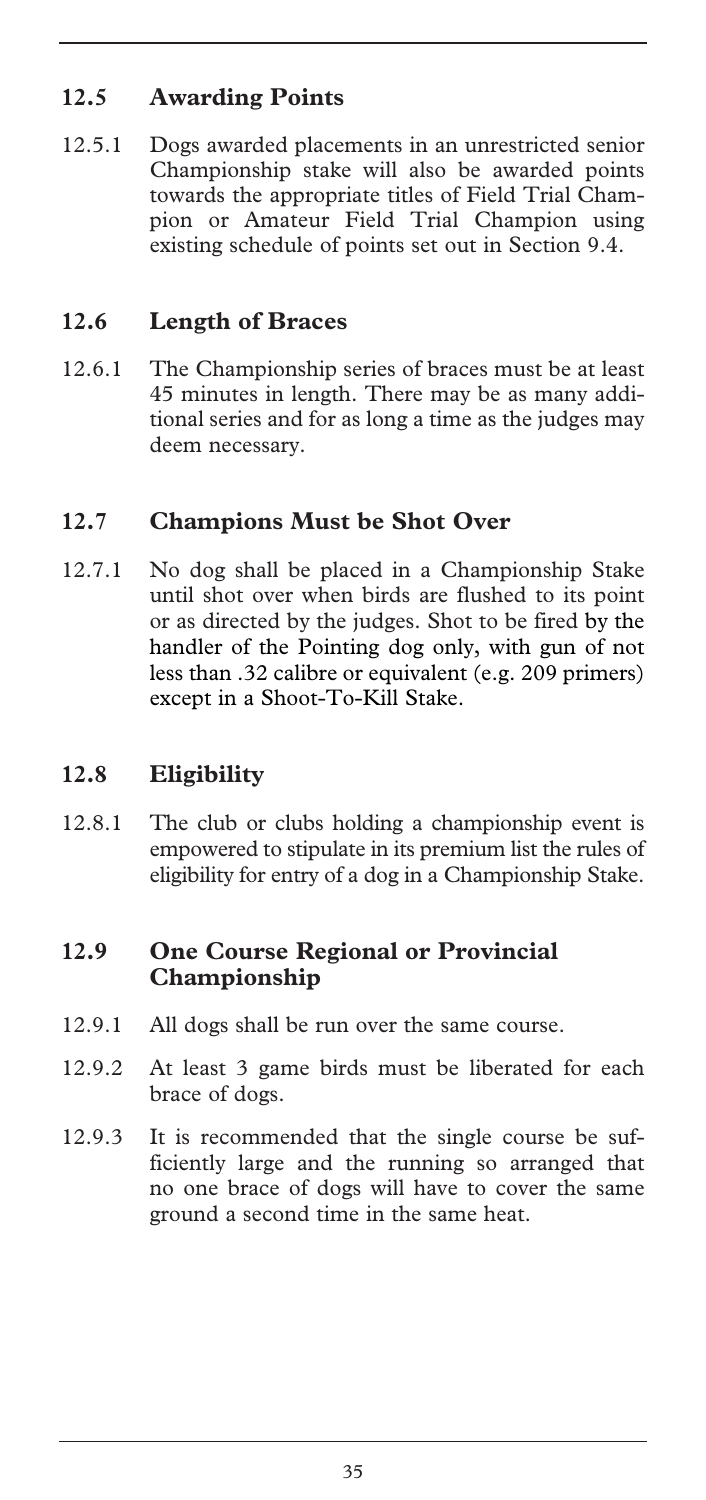## 12.5 Awarding Points

12.5.1 Dogs awarded placements in an unrestricted senior Championship stake will also be awarded points towards the appropriate titles of Field Trial Champion or Amateur Field Trial Champion using existing schedule of points set out in Section 9.4.

## 12.6 Length of Braces

12.6.1 The Championship series of braces must be at least 45 minutes in length. There may be as many additional series and for as long a time as the judges may deem necessary.

## 12.7 Champions Must be Shot Over

12.7.1 No dog shall be placed in a Championship Stake until shot over when birds are flushed to its point or as directed by the judges. Shot to be fired by the handler of the Pointing dog only, with gun of not less than .32 calibre or equivalent (e.g. 209 primers) except in a Shoot-To-Kill Stake.

## 12.8 Eligibility

12.8.1 The club or clubs holding a championship event is empowered to stipulate in its premium list the rules of eligibility for entry of a dog in a Championship Stake.

## 12.9 One Course Regional or Provincial Championship

12.9.1 All dogs shall be run over the same course.

12.9.2 At least 3 game birds must be liberated for each brace of dogs.

12.9.3 It is recommended that the single course be sufficiently large and the running so arranged that no one brace of dogs will have to cover the same ground a second time in the same heat.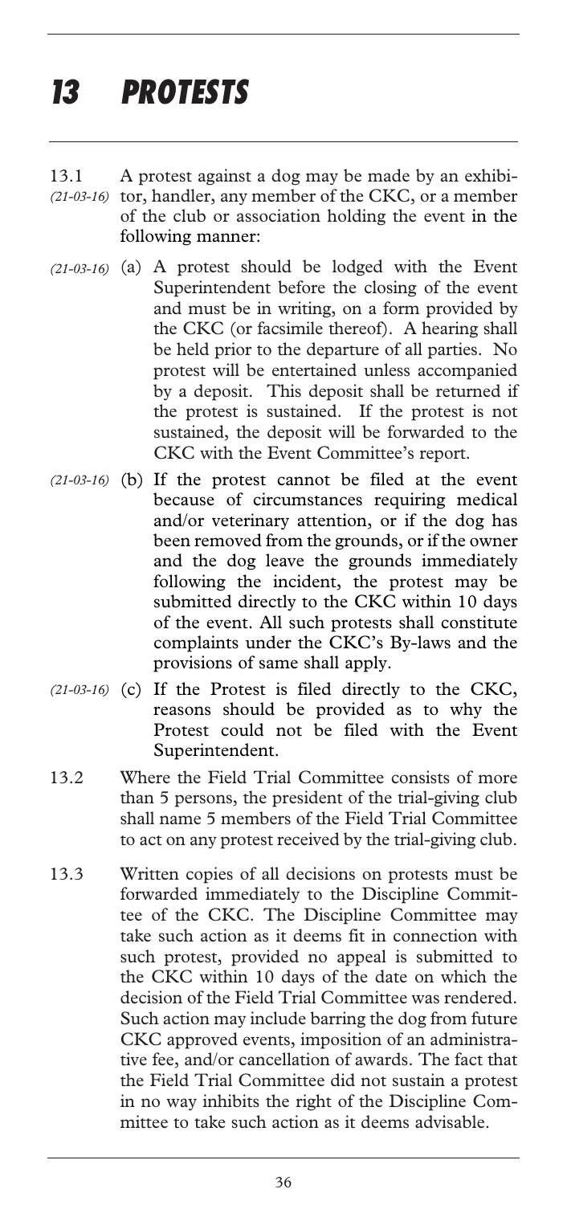# 13 PROTESTS

13.1 *(21-03-16)* A protest against a dog may be made by an exhibitor, handler, any member of the CKC, or a member of the club or association holding the event in the following manner:

*(21-03-16)* (a) A protest should be lodged with the Event Superintendent before the closing of the event and must be in writing, on a form provided by the CKC (or facsimile thereof). A hearing shall be held prior to the departure of all parties. No protest will be entertained unless accompanied by a deposit. This deposit shall be returned if the protest is sustained. If the protest is not sustained, the deposit will be forwarded to the CKC with the Event Committee's report.

*(21-03-16)* (b) If the protest cannot be filed at the event because of circumstances requiring medical and/or veterinary attention, or if the dog has been removed from the grounds, or if the owner and the dog leave the grounds immediately following the incident, the protest may be submitted directly to the CKC within 10 days of the event. All such protests shall constitute complaints under the CKC's By-laws and the provisions of same shall apply.

*(21-03-16)* (c) If the Protest is filed directly to the CKC, reasons should be provided as to why the Protest could not be filed with the Event Superintendent.

13.2 Where the Field Trial Committee consists of more than 5 persons, the president of the trial-giving club shall name 5 members of the Field Trial Committee to act on any protest received by the trial-giving club.

13.3 Written copies of all decisions on protests must be forwarded immediately to the Discipline Committee of the CKC. The Discipline Committee may take such action as it deems fit in connection with such protest, provided no appeal is submitted to the CKC within 10 days of the date on which the decision of the Field Trial Committee was rendered. Such action may include barring the dog from future CKC approved events, imposition of an administrative fee, and/or cancellation of awards. The fact that the Field Trial Committee did not sustain a protest in no way inhibits the right of the Discipline Committee to take such action as it deems advisable.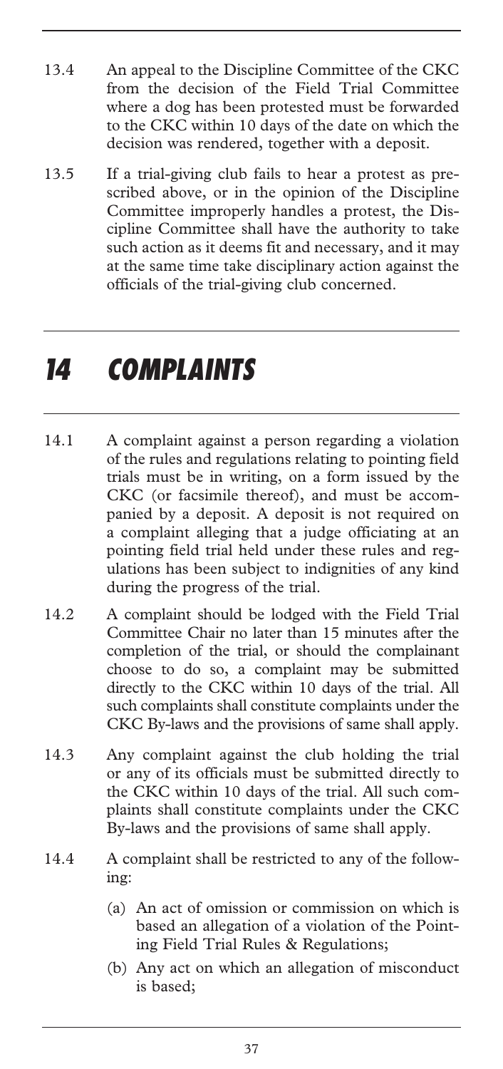13.4 An appeal to the Discipline Committee of the CKC from the decision of the Field Trial Committee where a dog has been protested must be forwarded to the CKC within 10 days of the date on which the decision was rendered, together with a deposit.

13.5 If a trial-giving club fails to hear a protest as prescribed above, or in the opinion of the Discipline Committee improperly handles a protest, the Discipline Committee shall have the authority to take such action as it deems fit and necessary, and it may at the same time take disciplinary action against the officials of the trial-giving club concerned.

# *14 COMPLAINTS*

14.1 A complaint against a person regarding a violation of the rules and regulations relating to pointing field trials must be in writing, on a form issued by the CKC (or facsimile thereof), and must be accompanied by a deposit. A deposit is not required on a complaint alleging that a judge officiating at an pointing field trial held under these rules and regulations has been subject to indignities of any kind during the progress of the trial.

14.2 A complaint should be lodged with the Field Trial Committee Chair no later than 15 minutes after the completion of the trial, or should the complainant choose to do so, a complaint may be submitted directly to the CKC within 10 days of the trial. All such complaints shall constitute complaints under the CKC By-laws and the provisions of same shall apply.

14.3 Any complaint against the club holding the trial or any of its officials must be submitted directly to the CKC within 10 days of the trial. All such complaints shall constitute complaints under the CKC By-laws and the provisions of same shall apply.

14.4 A complaint shall be restricted to any of the following:

(a) An act of omission or commission on which is based an allegation of a violation of the Pointing Field Trial Rules & Regulations;

(b) Any act on which an allegation of misconduct is based;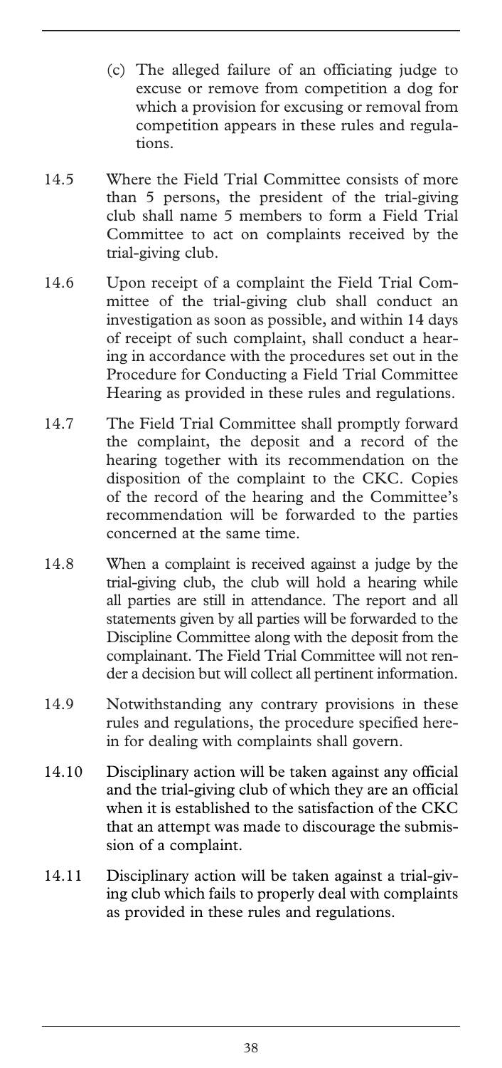(c) The alleged failure of an officiating judge to excuse or remove from competition a dog for which a provision for excusing or removal from competition appears in these rules and regulations.

14.5 Where the Field Trial Committee consists of more than 5 persons, the president of the trial-giving club shall name 5 members to form a Field Trial Committee to act on complaints received by the trial-giving club.

14.6 Upon receipt of a complaint the Field Trial Committee of the trial-giving club shall conduct an investigation as soon as possible, and within 14 days of receipt of such complaint, shall conduct a hearing in accordance with the procedures set out in the Procedure for Conducting a Field Trial Committee Hearing as provided in these rules and regulations.

14.7 The Field Trial Committee shall promptly forward the complaint, the deposit and a record of the hearing together with its recommendation on the disposition of the complaint to the CKC. Copies of the record of the hearing and the Committee's recommendation will be forwarded to the parties concerned at the same time.

14.8 When a complaint is received against a judge by the trial-giving club, the club will hold a hearing while all parties are still in attendance. The report and all statements given by all parties will be forwarded to the Discipline Committee along with the deposit from the complainant. The Field Trial Committee will not render a decision but will collect all pertinent information.

14.9 Notwithstanding any contrary provisions in these rules and regulations, the procedure specified herein for dealing with complaints shall govern.

14.10 Disciplinary action will be taken against any official and the trial-giving club of which they are an official when it is established to the satisfaction of the CKC that an attempt was made to discourage the submission of a complaint.

14.11 Disciplinary action will be taken against a trial-giving club which fails to properly deal with complaints as provided in these rules and regulations.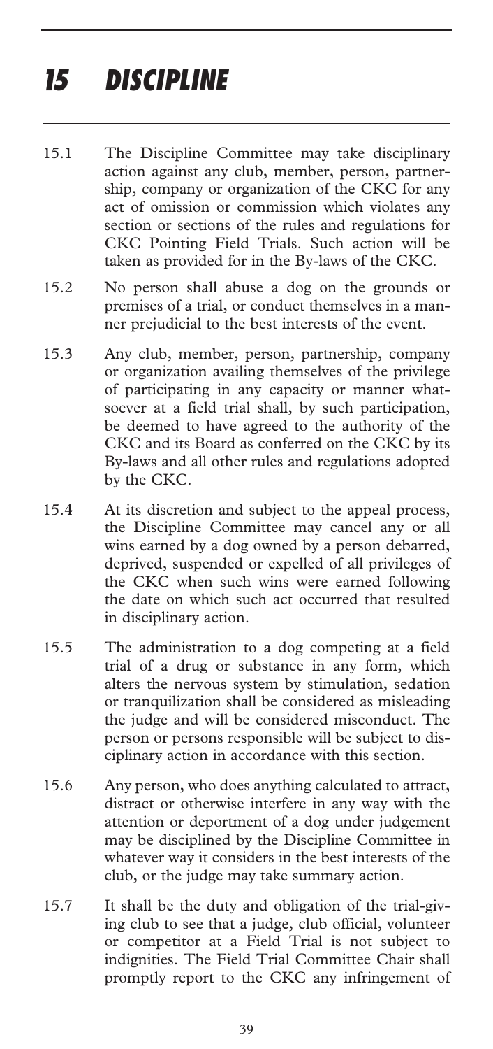# 15 DISCIPLINE

15.1 The Discipline Committee may take disciplinary action against any club, member, person, partnership, company or organization of the CKC for any act of omission or commission which violates any section or sections of the rules and regulations for CKC Pointing Field Trials. Such action will be taken as provided for in the By-laws of the CKC.

15.2 No person shall abuse a dog on the grounds or premises of a trial, or conduct themselves in a manner prejudicial to the best interests of the event.

15.3 Any club, member, person, partnership, company or organization availing themselves of the privilege of participating in any capacity or manner whatsoever at a field trial shall, by such participation, be deemed to have agreed to the authority of the CKC and its Board as conferred on the CKC by its By-laws and all other rules and regulations adopted by the CKC.

15.4 At its discretion and subject to the appeal process, the Discipline Committee may cancel any or all wins earned by a dog owned by a person debarred, deprived, suspended or expelled of all privileges of the CKC when such wins were earned following the date on which such act occurred that resulted in disciplinary action.

15.5 The administration to a dog competing at a field trial of a drug or substance in any form, which alters the nervous system by stimulation, sedation or tranquilization shall be considered as misleading the judge and will be considered misconduct. The person or persons responsible will be subject to disciplinary action in accordance with this section.

15.6 Any person, who does anything calculated to attract, distract or otherwise interfere in any way with the attention or deportment of a dog under judgement may be disciplined by the Discipline Committee in whatever way it considers in the best interests of the club, or the judge may take summary action.

15.7 It shall be the duty and obligation of the trial-giving club to see that a judge, club official, volunteer or competitor at a Field Trial is not subject to indignities. The Field Trial Committee Chair shall promptly report to the CKC any infringement of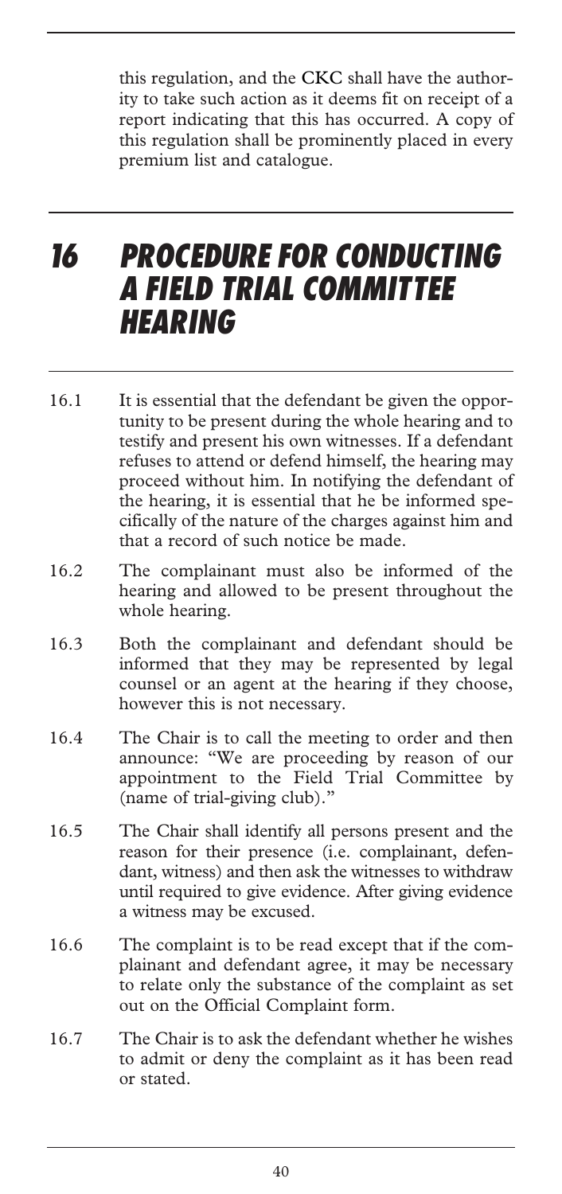this regulation, and the CKC shall have the authority to take such action as it deems fit on receipt of a report indicating that this has occurred. A copy of this regulation shall be prominently placed in every premium list and catalogue.

# 16 PROCEDURE FOR CONDUCTING A FIELD TRIAL COMMITTEE HEARING

16.1 It is essential that the defendant be given the opportunity to be present during the whole hearing and to testify and present his own witnesses. If a defendant refuses to attend or defend himself, the hearing may proceed without him. In notifying the defendant of the hearing, it is essential that he be informed specifically of the nature of the charges against him and that a record of such notice be made.

16.2 The complainant must also be informed of the hearing and allowed to be present throughout the whole hearing.

16.3 Both the complainant and defendant should be informed that they may be represented by legal counsel or an agent at the hearing if they choose, however this is not necessary.

16.4 The Chair is to call the meeting to order and then announce: "We are proceeding by reason of our appointment to the Field Trial Committee by (name of trial-giving club)."

16.5 The Chair shall identify all persons present and the reason for their presence (i.e. complainant, defendant, witness) and then ask the witnesses to withdraw until required to give evidence. After giving evidence a witness may be excused.

16.6 The complaint is to be read except that if the complainant and defendant agree, it may be necessary to relate only the substance of the complaint as set out on the Official Complaint form.

16.7 The Chair is to ask the defendant whether he wishes to admit or deny the complaint as it has been read or stated.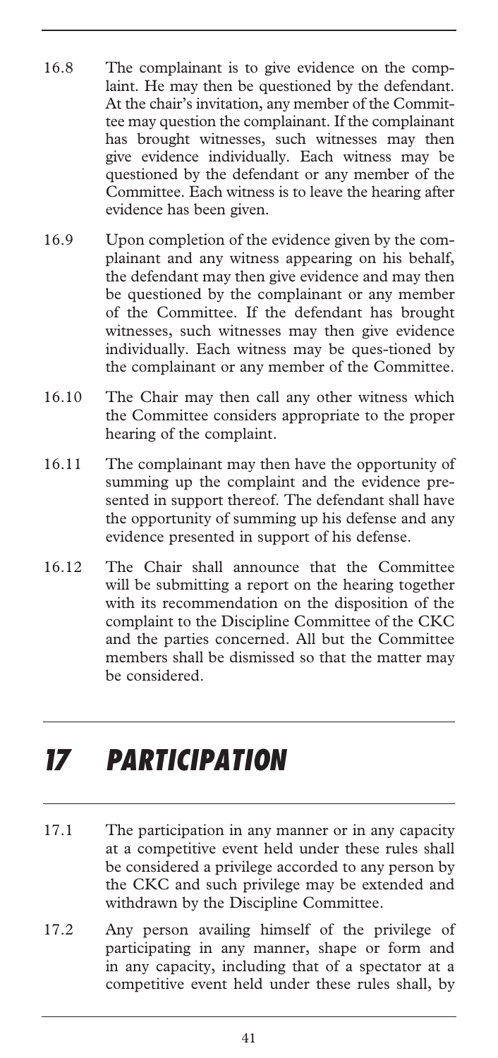16.8 The complainant is to give evidence on the complaint. He may then be questioned by the defendant. At the chair's invitation, any member of the Committee may question the complainant. If the complainant has brought witnesses, such witnesses may then give evidence individually. Each witness may be questioned by the defendant or any member of the Committee. Each witness is to leave the hearing after evidence has been given.

16.9 Upon completion of the evidence given by the complainant and any witness appearing on his behalf, the defendant may then give evidence and may then be questioned by the complainant or any member of the Committee. If the defendant has brought witnesses, such witnesses may then give evidence individually. Each witness may be ques-tioned by the complainant or any member of the Committee.

16.10 The Chair may then call any other witness which the Committee considers appropriate to the proper hearing of the complaint.

16.11 The complainant may then have the opportunity of summing up the complaint and the evidence presented in support thereof. The defendant shall have the opportunity of summing up his defense and any evidence presented in support of his defense.

16.12 The Chair shall announce that the Committee will be submitting a report on the hearing together with its recommendation on the disposition of the complaint to the Discipline Committee of the CKC and the parties concerned. All but the Committee members shall be dismissed so that the matter may be considered.

# 17 PARTICIPATION

17.1 The participation in any manner or in any capacity at a competitive event held under these rules shall be considered a privilege accorded to any person by the CKC and such privilege may be extended and withdrawn by the Discipline Committee.

17.2 Any person availing himself of the privilege of participating in any manner, shape or form and in any capacity, including that of a spectator at a competitive event held under these rules shall, by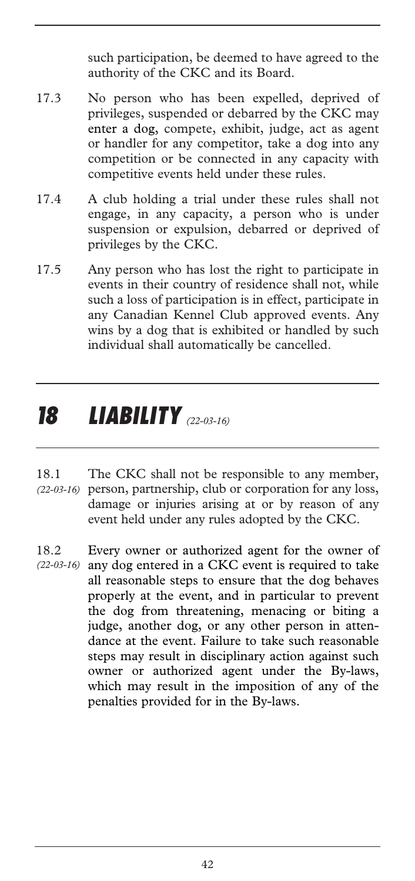such participation, be deemed to have agreed to the authority of the CKC and its Board.

17.3 No person who has been expelled, deprived of privileges, suspended or debarred by the CKC may enter a dog, compete, exhibit, judge, act as agent or handler for any competitor, take a dog into any competition or be connected in any capacity with competitive events held under these rules.

17.4 A club holding a trial under these rules shall not engage, in any capacity, a person who is under suspension or expulsion, debarred or deprived of privileges by the CKC.

17.5 Any person who has lost the right to participate in events in their country of residence shall not, while such a loss of participation is in effect, participate in any Canadian Kennel Club approved events. Any wins by a dog that is exhibited or handled by such individual shall automatically be cancelled.

# 18 LIABILITY *(22-03-16)*

18.1 *(22-03-16)* The CKC shall not be responsible to any member, person, partnership, club or corporation for any loss, damage or injuries arising at or by reason of any event held under any rules adopted by the CKC.

18.2 *(22-03-16)* Every owner or authorized agent for the owner of any dog entered in a CKC event is required to take all reasonable steps to ensure that the dog behaves properly at the event, and in particular to prevent the dog from threatening, menacing or biting a judge, another dog, or any other person in attendance at the event. Failure to take such reasonable steps may result in disciplinary action against such owner or authorized agent under the By-laws, which may result in the imposition of any of the penalties provided for in the By-laws.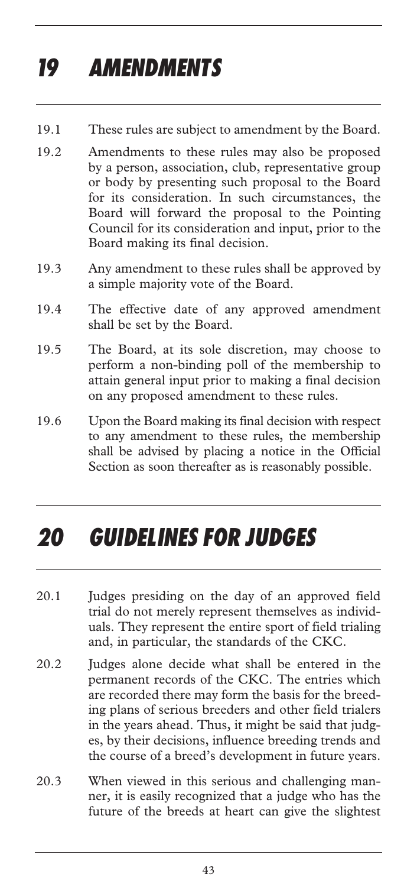# 19 AMENDMENTS

19.1 These rules are subject to amendment by the Board.

19.2 Amendments to these rules may also be proposed by a person, association, club, representative group or body by presenting such proposal to the Board for its consideration. In such circumstances, the Board will forward the proposal to the Pointing Council for its consideration and input, prior to the Board making its final decision.

19.3 Any amendment to these rules shall be approved by a simple majority vote of the Board.

19.4 The effective date of any approved amendment shall be set by the Board.

19.5 The Board, at its sole discretion, may choose to perform a non-binding poll of the membership to attain general input prior to making a final decision on any proposed amendment to these rules.

19.6 Upon the Board making its final decision with respect to any amendment to these rules, the membership shall be advised by placing a notice in the Official Section as soon thereafter as is reasonably possible.

# 20 GUIDELINES FOR JUDGES

20.1 Judges presiding on the day of an approved field trial do not merely represent themselves as individuals. They represent the entire sport of field trialing and, in particular, the standards of the CKC.

20.2 Judges alone decide what shall be entered in the permanent records of the CKC. The entries which are recorded there may form the basis for the breeding plans of serious breeders and other field trialers in the years ahead. Thus, it might be said that judges, by their decisions, influence breeding trends and the course of a breed's development in future years.

20.3 When viewed in this serious and challenging manner, it is easily recognized that a judge who has the future of the breeds at heart can give the slightest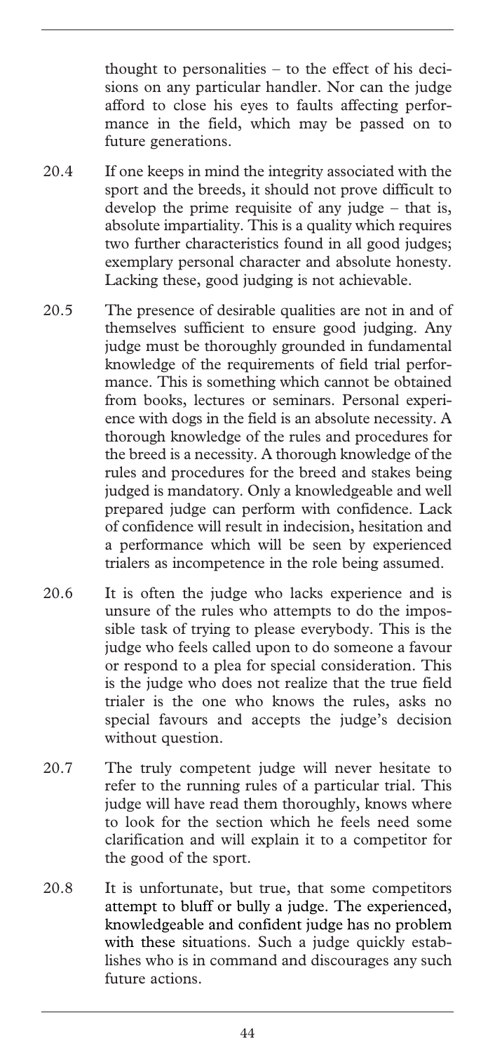thought to personalities – to the effect of his decisions on any particular handler. Nor can the judge afford to close his eyes to faults affecting performance in the field, which may be passed on to future generations.

20.4 If one keeps in mind the integrity associated with the sport and the breeds, it should not prove difficult to develop the prime requisite of any judge – that is, absolute impartiality. This is a quality which requires two further characteristics found in all good judges; exemplary personal character and absolute honesty. Lacking these, good judging is not achievable.

20.5 The presence of desirable qualities are not in and of themselves sufficient to ensure good judging. Any judge must be thoroughly grounded in fundamental knowledge of the requirements of field trial performance. This is something which cannot be obtained from books, lectures or seminars. Personal experience with dogs in the field is an absolute necessity. A thorough knowledge of the rules and procedures for the breed is a necessity. A thorough knowledge of the rules and procedures for the breed and stakes being judged is mandatory. Only a knowledgeable and well prepared judge can perform with confidence. Lack of confidence will result in indecision, hesitation and a performance which will be seen by experienced trialers as incompetence in the role being assumed.

20.6 It is often the judge who lacks experience and is unsure of the rules who attempts to do the impossible task of trying to please everybody. This is the judge who feels called upon to do someone a favour or respond to a plea for special consideration. This is the judge who does not realize that the true field trialer is the one who knows the rules, asks no special favours and accepts the judge's decision without question.

20.7 The truly competent judge will never hesitate to refer to the running rules of a particular trial. This judge will have read them thoroughly, knows where to look for the section which he feels need some clarification and will explain it to a competitor for the good of the sport.

20.8 It is unfortunate, but true, that some competitors attempt to bluff or bully a judge. The experienced, knowledgeable and confident judge has no problem with these situations. Such a judge quickly establishes who is in command and discourages any such future actions.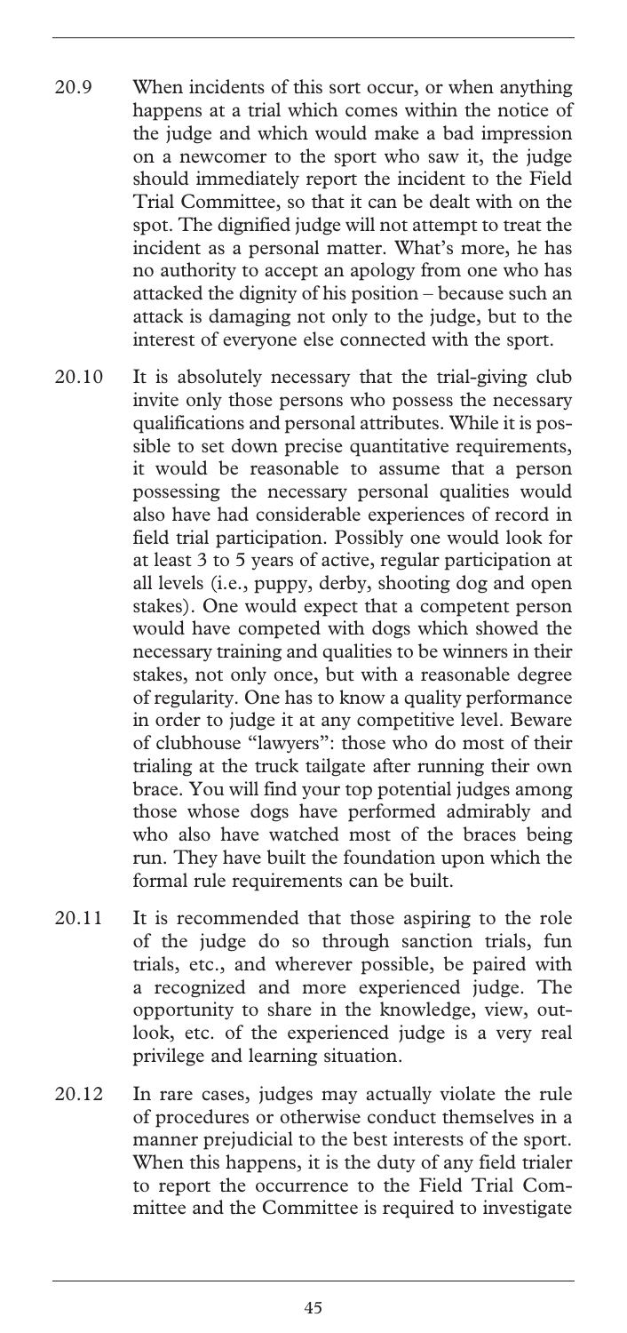20.9 When incidents of this sort occur, or when anything happens at a trial which comes within the notice of the judge and which would make a bad impression on a newcomer to the sport who saw it, the judge should immediately report the incident to the Field Trial Committee, so that it can be dealt with on the spot. The dignified judge will not attempt to treat the incident as a personal matter. What's more, he has no authority to accept an apology from one who has attacked the dignity of his position – because such an attack is damaging not only to the judge, but to the interest of everyone else connected with the sport.

20.10 It is absolutely necessary that the trial-giving club invite only those persons who possess the necessary qualifications and personal attributes. While it is possible to set down precise quantitative requirements, it would be reasonable to assume that a person possessing the necessary personal qualities would also have had considerable experiences of record in field trial participation. Possibly one would look for at least 3 to 5 years of active, regular participation at all levels (i.e., puppy, derby, shooting dog and open stakes). One would expect that a competent person would have competed with dogs which showed the necessary training and qualities to be winners in their stakes, not only once, but with a reasonable degree of regularity. One has to know a quality performance in order to judge it at any competitive level. Beware of clubhouse "lawyers": those who do most of their trialing at the truck tailgate after running their own brace. You will find your top potential judges among those whose dogs have performed admirably and who also have watched most of the braces being run. They have built the foundation upon which the formal rule requirements can be built.

20.11 It is recommended that those aspiring to the role of the judge do so through sanction trials, fun trials, etc., and wherever possible, be paired with a recognized and more experienced judge. The opportunity to share in the knowledge, view, outlook, etc. of the experienced judge is a very real privilege and learning situation.

20.12 In rare cases, judges may actually violate the rule of procedures or otherwise conduct themselves in a manner prejudicial to the best interests of the sport. When this happens, it is the duty of any field trialer to report the occurrence to the Field Trial Committee and the Committee is required to investigate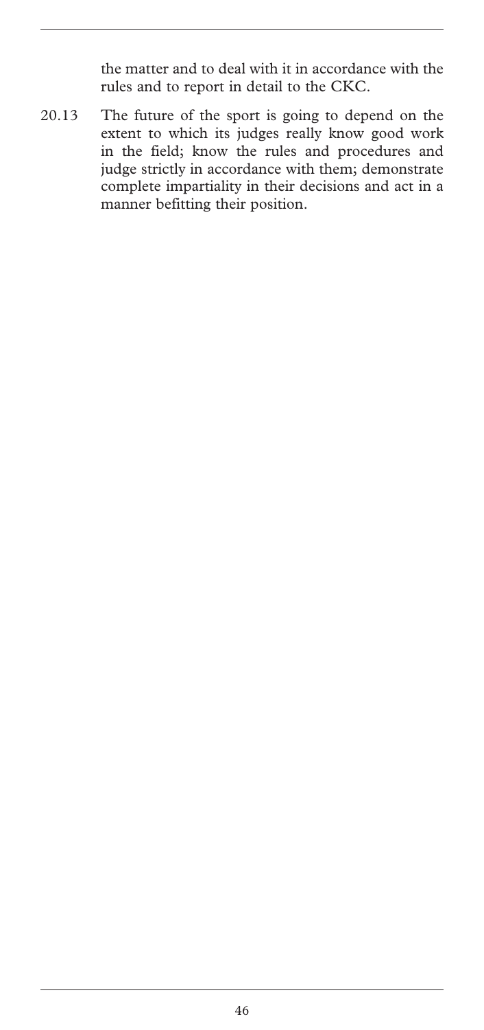the matter and to deal with it in accordance with the rules and to report in detail to the CKC.

20.13 The future of the sport is going to depend on the extent to which its judges really know good work in the field; know the rules and procedures and judge strictly in accordance with them; demonstrate complete impartiality in their decisions and act in a manner befitting their position.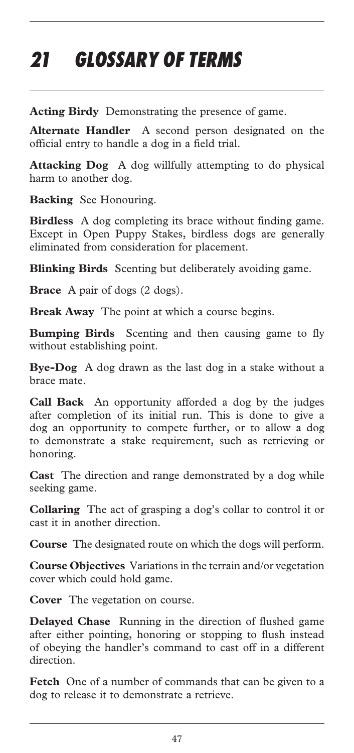# 21 GLOSSARY OF TERMS

**Acting Birdy** Demonstrating the presence of game.

**Alternate Handler** A second person designated on the official entry to handle a dog in a field trial.

**Attacking Dog** A dog willfully attempting to do physical harm to another dog.

**Backing** See Honouring.

**Birdless** A dog completing its brace without finding game. Except in Open Puppy Stakes, birdless dogs are generally eliminated from consideration for placement.

**Blinking Birds** Scenting but deliberately avoiding game.

**Brace** A pair of dogs (2 dogs).

**Break Away** The point at which a course begins.

**Bumping Birds** Scenting and then causing game to fly without establishing point.

**Bye-Dog** A dog drawn as the last dog in a stake without a brace mate.

**Call Back** An opportunity afforded a dog by the judges after completion of its initial run. This is done to give a dog an opportunity to compete further, or to allow a dog to demonstrate a stake requirement, such as retrieving or honoring.

**Cast** The direction and range demonstrated by a dog while seeking game.

**Collaring** The act of grasping a dog's collar to control it or cast it in another direction.

**Course** The designated route on which the dogs will perform.

**Course Objectives** Variations in the terrain and/or vegetation cover which could hold game.

**Cover** The vegetation on course.

**Delayed Chase** Running in the direction of flushed game after either pointing, honoring or stopping to flush instead of obeying the handler's command to cast off in a different direction.

**Fetch** One of a number of commands that can be given to a dog to release it to demonstrate a retrieve.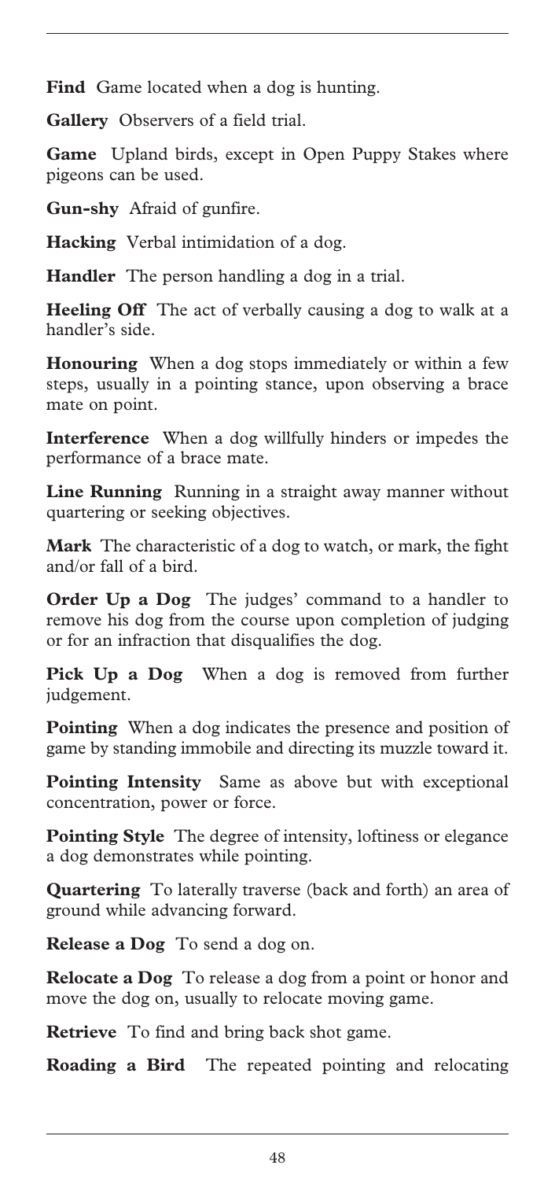**Find** Game located when a dog is hunting.

**Gallery** Observers of a field trial.

**Game** Upland birds, except in Open Puppy Stakes where pigeons can be used.

**Gun-shy** Afraid of gunfire.

**Hacking** Verbal intimidation of a dog.

**Handler** The person handling a dog in a trial.

**Heeling Off** The act of verbally causing a dog to walk at a handler's side.

**Honouring** When a dog stops immediately or within a few steps, usually in a pointing stance, upon observing a brace mate on point.

**Interference** When a dog willfully hinders or impedes the performance of a brace mate.

**Line Running** Running in a straight away manner without quartering or seeking objectives.

**Mark** The characteristic of a dog to watch, or mark, the fight and/or fall of a bird.

**Order Up a Dog** The judges' command to a handler to remove his dog from the course upon completion of judging or for an infraction that disqualifies the dog.

**Pick Up a Dog** When a dog is removed from further judgement.

**Pointing** When a dog indicates the presence and position of game by standing immobile and directing its muzzle toward it.

**Pointing Intensity** Same as above but with exceptional concentration, power or force.

**Pointing Style** The degree of intensity, loftiness or elegance a dog demonstrates while pointing.

**Quartering** To laterally traverse (back and forth) an area of ground while advancing forward.

**Release a Dog** To send a dog on.

**Relocate a Dog** To release a dog from a point or honor and move the dog on, usually to relocate moving game.

**Retrieve** To find and bring back shot game.

**Roading a Bird** The repeated pointing and relocating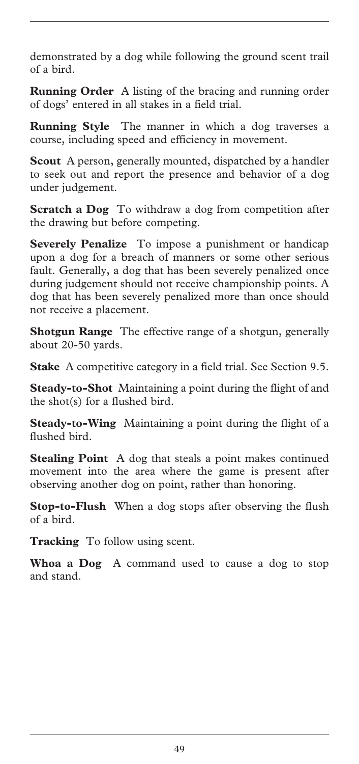demonstrated by a dog while following the ground scent trail of a bird.

**Running Order** A listing of the bracing and running order of dogs' entered in all stakes in a field trial.

**Running Style** The manner in which a dog traverses a course, including speed and efficiency in movement.

**Scout** A person, generally mounted, dispatched by a handler to seek out and report the presence and behavior of a dog under judgement.

**Scratch a Dog** To withdraw a dog from competition after the drawing but before competing.

**Severely Penalize** To impose a punishment or handicap upon a dog for a breach of manners or some other serious fault. Generally, a dog that has been severely penalized once during judgement should not receive championship points. A dog that has been severely penalized more than once should not receive a placement.

**Shotgun Range** The effective range of a shotgun, generally about 20-50 yards.

**Stake** A competitive category in a field trial. See Section 9.5.

**Steady-to-Shot** Maintaining a point during the flight of and the shot(s) for a flushed bird.

**Steady-to-Wing** Maintaining a point during the flight of a flushed bird.

**Stealing Point** A dog that steals a point makes continued movement into the area where the game is present after observing another dog on point, rather than honoring.

**Stop-to-Flush** When a dog stops after observing the flush of a bird.

**Tracking** To follow using scent.

**Whoa a Dog** A command used to cause a dog to stop and stand.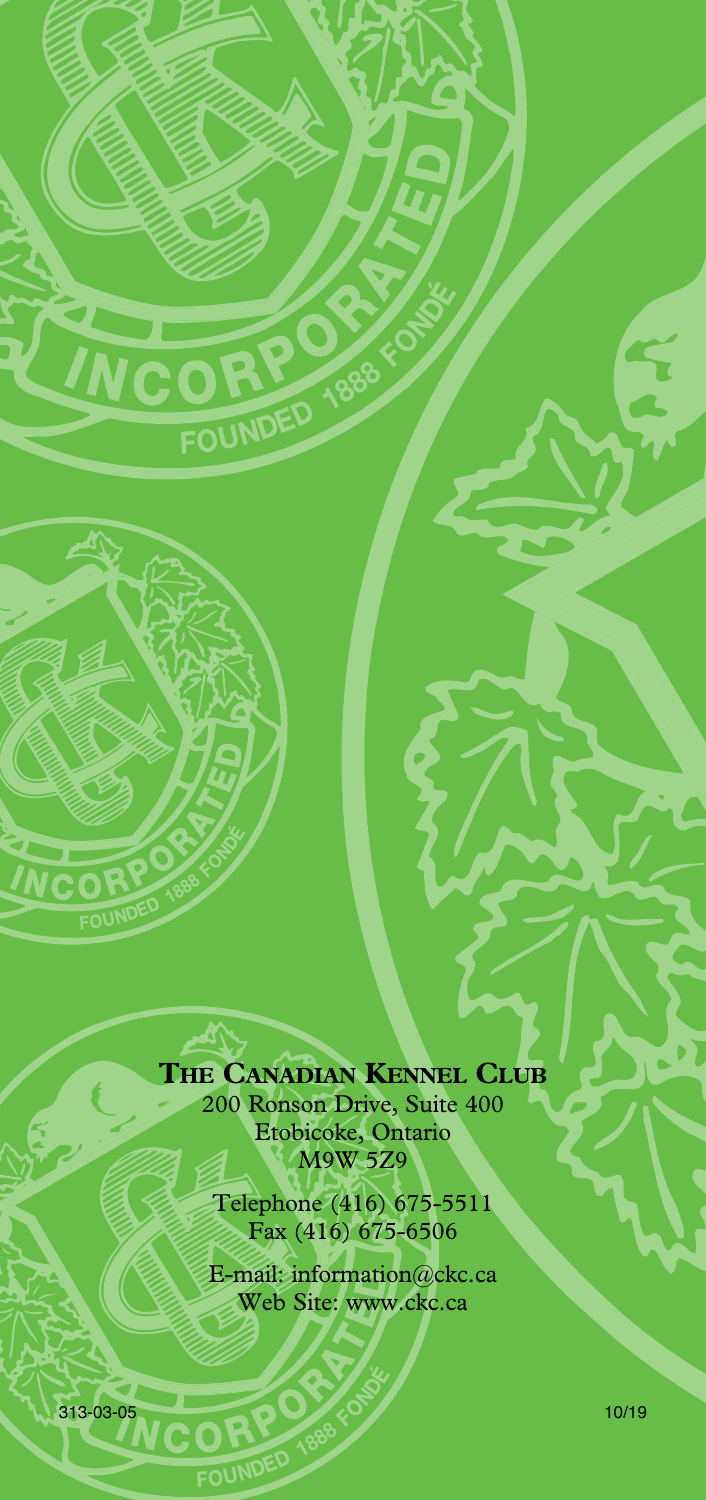**THE CANADIAN KENNEL CLUB**

200 Ronson Drive, Suite 400
Etobicoke, Ontario
M9W 5Z9

Telephone (416) 675-5511
Fax (416) 675-6506

E-mail: information@ckc.ca
Web Site: www.ckc.ca

313-03-05

10/19